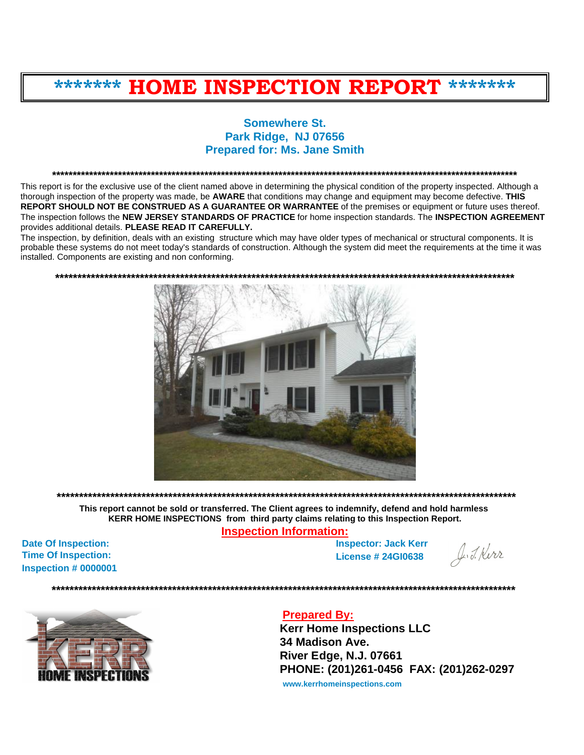# ******* HOME INSPECTION REPORT *******

**Somewhere St.**
**Park Ridge, NJ 07656**
**Prepared for: Ms. Jane Smith**

************************************************************************************************************

This report is for the exclusive use of the client named above in determining the physical condition of the property inspected. Although a thorough inspection of the property was made, be **AWARE** that conditions may change and equipment may become defective. **THIS REPORT SHOULD NOT BE CONSTRUED AS A GUARANTEE OR WARRANTEE** of the premises or equipment or future uses thereof. The inspection follows the **NEW JERSEY STANDARDS OF PRACTICE** for home inspection standards. The **INSPECTION AGREEMENT** provides additional details. **PLEASE READ IT CAREFULLY.**

The inspection, by definition, deals with an existing structure which may have older types of mechanical or structural components. It is probable these systems do not meet today's standards of construction. Although the system did meet the requirements at the time it was installed. Components are existing and non conforming.

************************************************************************************************************

************************************************************************************************************

**This report cannot be sold or transferred. The Client agrees to indemnify, defend and hold harmless KERR HOME INSPECTIONS from third party claims relating to this Inspection Report.**

## Inspection Information:

**Date Of Inspection:**
**Time Of Inspection:**
**Inspection # 0000001**

**Inspector: Jack Kerr**
**License # 24GI0638**

************************************************************************************************************

**Prepared By:**
**Kerr Home Inspections LLC**
**34 Madison Ave.**
**River Edge, N.J. 07661**
**PHONE: (201)261-0456 FAX: (201)262-0297**
www.kerrhomeinspections.com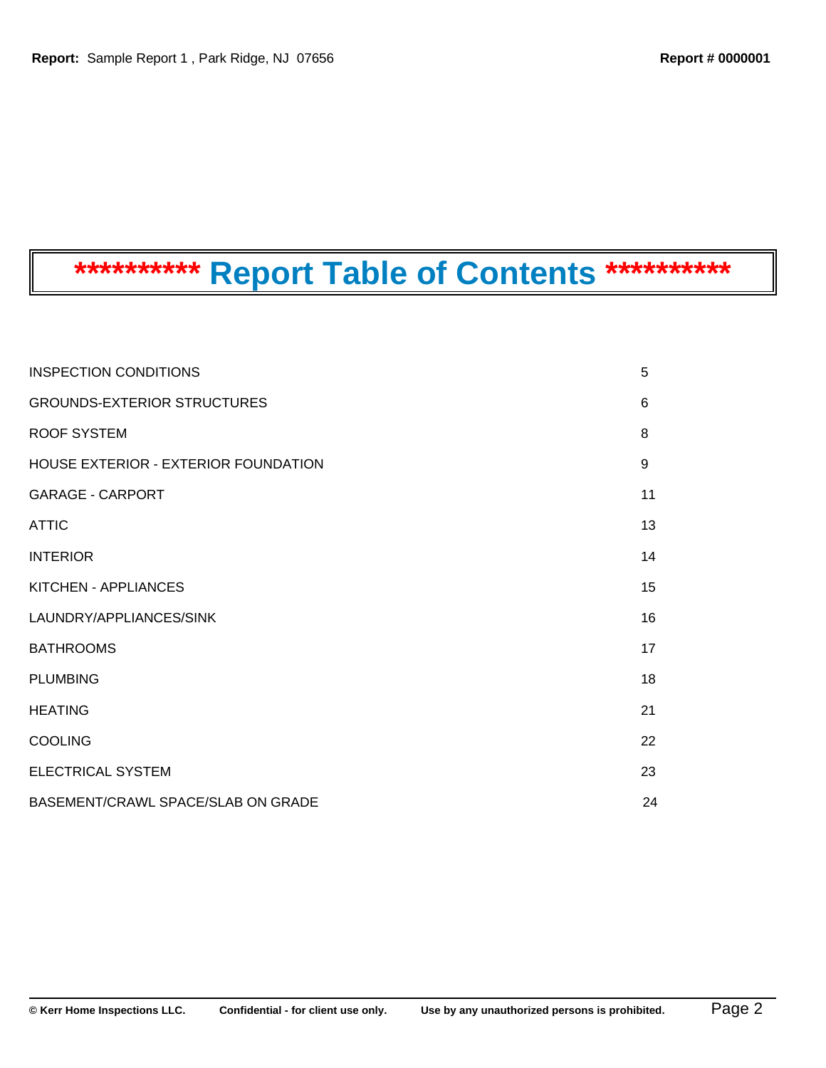# ********** Report Table of Contents **********

| | |
|---|---|
| INSPECTION CONDITIONS | 5 |
| GROUNDS-EXTERIOR STRUCTURES | 6 |
| ROOF SYSTEM | 8 |
| HOUSE EXTERIOR - EXTERIOR FOUNDATION | 9 |
| GARAGE - CARPORT | 11 |
| ATTIC | 13 |
| INTERIOR | 14 |
| KITCHEN - APPLIANCES | 15 |
| LAUNDRY/APPLIANCES/SINK | 16 |
| BATHROOMS | 17 |
| PLUMBING | 18 |
| HEATING | 21 |
| COOLING | 22 |
| ELECTRICAL SYSTEM | 23 |
| BASEMENT/CRAWL SPACE/SLAB ON GRADE | 24 |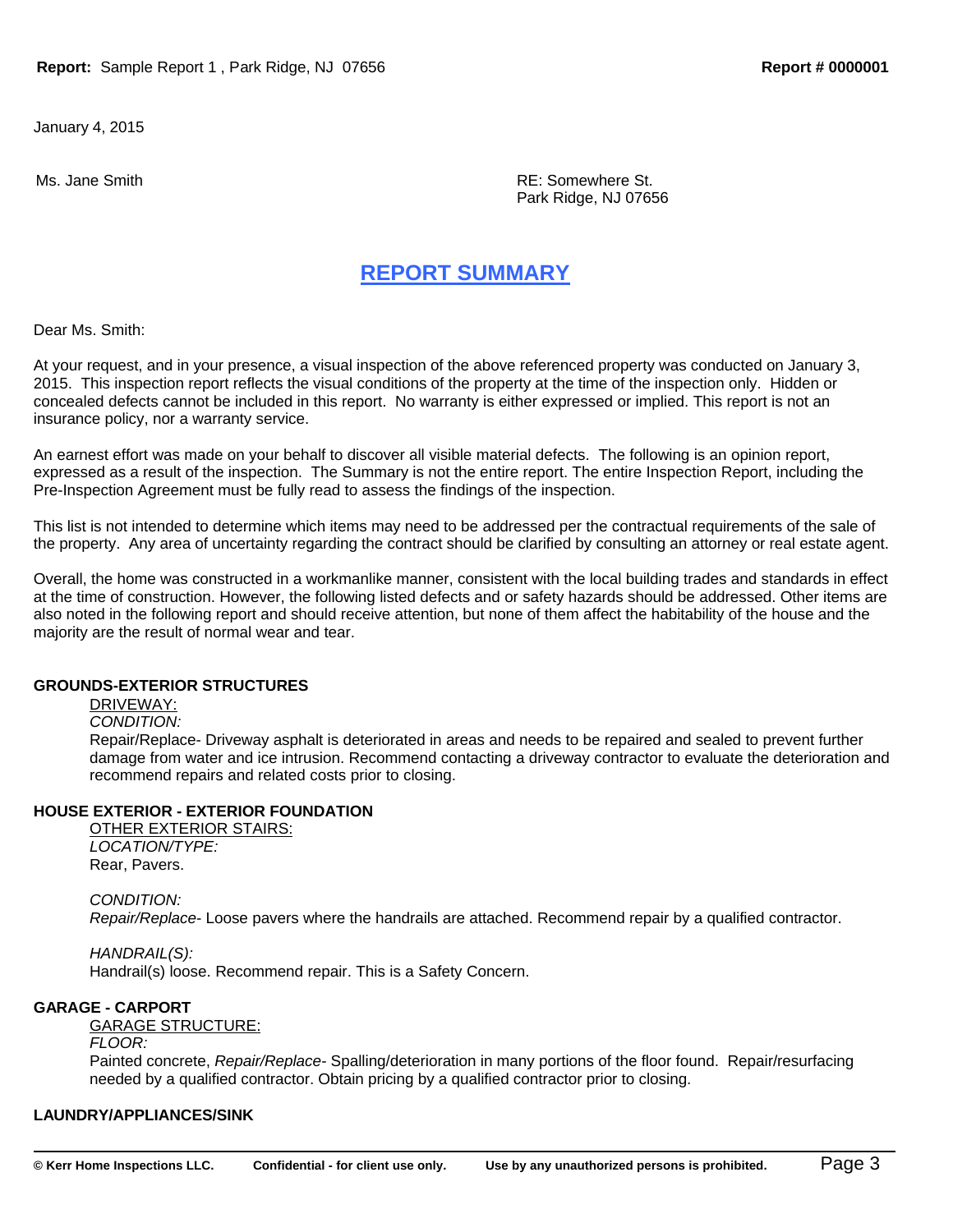January 4, 2015

Ms. Jane Smith

RE: Somewhere St.
Park Ridge, NJ 07656

# REPORT SUMMARY

Dear Ms. Smith:

At your request, and in your presence, a visual inspection of the above referenced property was conducted on January 3, 2015. This inspection report reflects the visual conditions of the property at the time of the inspection only. Hidden or concealed defects cannot be included in this report. No warranty is either expressed or implied. This report is not an insurance policy, nor a warranty service.

An earnest effort was made on your behalf to discover all visible material defects. The following is an opinion report, expressed as a result of the inspection. The Summary is not the entire report. The entire Inspection Report, including the Pre-Inspection Agreement must be fully read to assess the findings of the inspection.

This list is not intended to determine which items may need to be addressed per the contractual requirements of the sale of the property. Any area of uncertainty regarding the contract should be clarified by consulting an attorney or real estate agent.

Overall, the home was constructed in a workmanlike manner, consistent with the local building trades and standards in effect at the time of construction. However, the following listed defects and or safety hazards should be addressed. Other items are also noted in the following report and should receive attention, but none of them affect the habitability of the house and the majority are the result of normal wear and tear.

**GROUNDS-EXTERIOR STRUCTURES**

DRIVEWAY:

*CONDITION:*

Repair/Replace- Driveway asphalt is deteriorated in areas and needs to be repaired and sealed to prevent further damage from water and ice intrusion. Recommend contacting a driveway contractor to evaluate the deterioration and recommend repairs and related costs prior to closing.

**HOUSE EXTERIOR - EXTERIOR FOUNDATION**

OTHER EXTERIOR STAIRS:

*LOCATION/TYPE:*

Rear, Pavers.

*CONDITION:*

*Repair/Replace*- Loose pavers where the handrails are attached. Recommend repair by a qualified contractor.

*HANDRAIL(S):*

Handrail(s) loose. Recommend repair. This is a Safety Concern.

**GARAGE - CARPORT**

GARAGE STRUCTURE:

*FLOOR:*

Painted concrete, *Repair/Replace*- Spalling/deterioration in many portions of the floor found. Repair/resurfacing needed by a qualified contractor. Obtain pricing by a qualified contractor prior to closing.

**LAUNDRY/APPLIANCES/SINK**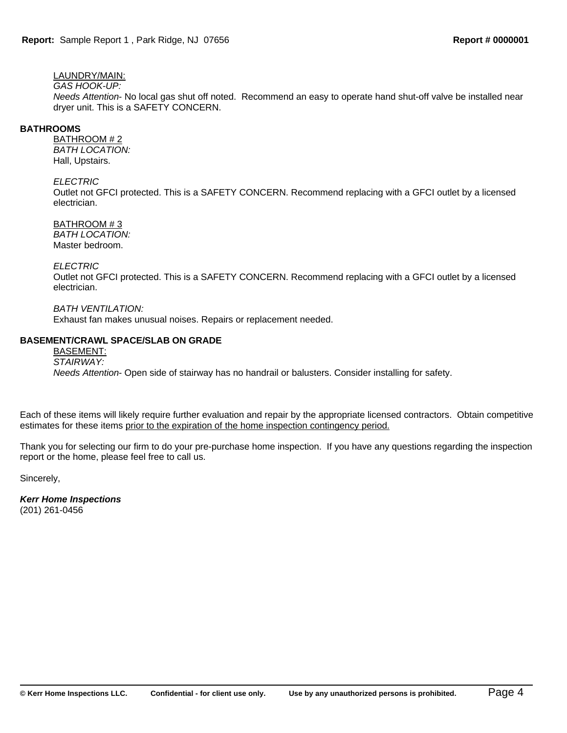LAUNDRY/MAIN:

*GAS HOOK-UP:*

*Needs Attention*- No local gas shut off noted. Recommend an easy to operate hand shut-off valve be installed near dryer unit. This is a SAFETY CONCERN.

**BATHROOMS**

BATHROOM # 2

*BATH LOCATION:*

Hall, Upstairs.

*ELECTRIC*

Outlet not GFCI protected. This is a SAFETY CONCERN. Recommend replacing with a GFCI outlet by a licensed electrician.

BATHROOM # 3

*BATH LOCATION:*

Master bedroom.

*ELECTRIC*

Outlet not GFCI protected. This is a SAFETY CONCERN. Recommend replacing with a GFCI outlet by a licensed electrician.

*BATH VENTILATION:*

Exhaust fan makes unusual noises. Repairs or replacement needed.

**BASEMENT/CRAWL SPACE/SLAB ON GRADE**

BASEMENT:

*STAIRWAY:*

*Needs Attention*- Open side of stairway has no handrail or balusters. Consider installing for safety.

Each of these items will likely require further evaluation and repair by the appropriate licensed contractors. Obtain competitive estimates for these items prior to the expiration of the home inspection contingency period.

Thank you for selecting our firm to do your pre-purchase home inspection. If you have any questions regarding the inspection report or the home, please feel free to call us.

Sincerely,

***Kerr Home Inspections***
(201) 261-0456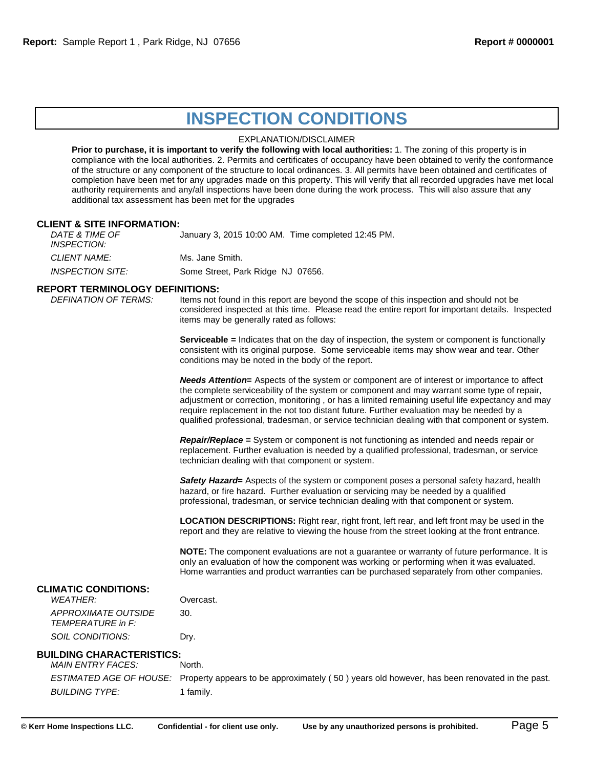# INSPECTION CONDITIONS

EXPLANATION/DISCLAIMER

**Prior to purchase, it is important to verify the following with local authorities:** 1. The zoning of this property is in compliance with the local authorities. 2. Permits and certificates of occupancy have been obtained to verify the conformance of the structure or any component of the structure to local ordinances. 3. All permits have been obtained and certificates of completion have been met for any upgrades made on this property. This will verify that all recorded upgrades have met local authority requirements and any/all inspections have been done during the work process. This will also assure that any additional tax assessment has been met for the upgrades

## CLIENT & SITE INFORMATION:

*DATE & TIME OF INSPECTION:* January 3, 2015 10:00 AM. Time completed 12:45 PM.

*CLIENT NAME:* Ms. Jane Smith.

*INSPECTION SITE:* Some Street, Park Ridge NJ 07656.

## REPORT TERMINOLOGY DEFINITIONS:

*DEFINATION OF TERMS:* Items not found in this report are beyond the scope of this inspection and should not be considered inspected at this time. Please read the entire report for important details. Inspected items may be generally rated as follows:

**Serviceable =** Indicates that on the day of inspection, the system or component is functionally consistent with its original purpose. Some serviceable items may show wear and tear. Other conditions may be noted in the body of the report.

***Needs Attention*=** Aspects of the system or component are of interest or importance to affect the complete serviceability of the system or component and may warrant some type of repair, adjustment or correction, monitoring , or has a limited remaining useful life expectancy and may require replacement in the not too distant future. Further evaluation may be needed by a qualified professional, tradesman, or service technician dealing with that component or system.

***Repair/Replace* =** System or component is not functioning as intended and needs repair or replacement. Further evaluation is needed by a qualified professional, tradesman, or service technician dealing with that component or system.

***Safety Hazard*=** Aspects of the system or component poses a personal safety hazard, health hazard, or fire hazard. Further evaluation or servicing may be needed by a qualified professional, tradesman, or service technician dealing with that component or system.

**LOCATION DESCRIPTIONS:** Right rear, right front, left rear, and left front may be used in the report and they are relative to viewing the house from the street looking at the front entrance.

**NOTE:** The component evaluations are not a guarantee or warranty of future performance. It is only an evaluation of how the component was working or performing when it was evaluated. Home warranties and product warranties can be purchased separately from other companies.

## CLIMATIC CONDITIONS:

*WEATHER:* Overcast.

*APPROXIMATE OUTSIDE TEMPERATURE in F:* 30.

*SOIL CONDITIONS:* Dry.

## BUILDING CHARACTERISTICS:

*MAIN ENTRY FACES:* North.

*ESTIMATED AGE OF HOUSE:* Property appears to be approximately ( 50 ) years old however, has been renovated in the past.

*BUILDING TYPE:* 1 family.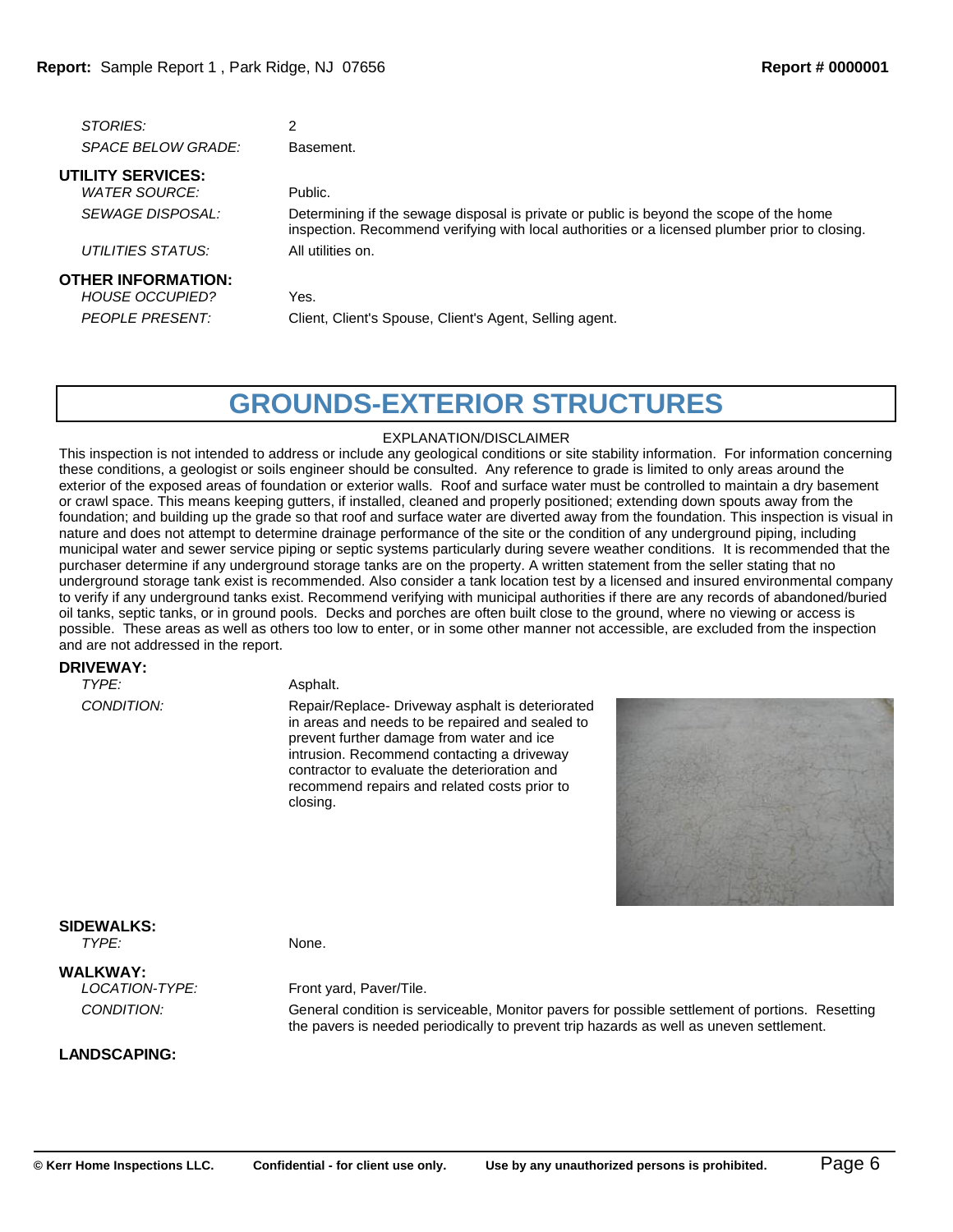*STORIES:* 2

*SPACE BELOW GRADE:* Basement.

**UTILITY SERVICES:**

*WATER SOURCE:* Public.

*SEWAGE DISPOSAL:* Determining if the sewage disposal is private or public is beyond the scope of the home inspection. Recommend verifying with local authorities or a licensed plumber prior to closing.

*UTILITIES STATUS:* All utilities on.

**OTHER INFORMATION:**

*HOUSE OCCUPIED?* Yes.

*PEOPLE PRESENT:* Client, Client's Spouse, Client's Agent, Selling agent.

# GROUNDS-EXTERIOR STRUCTURES

EXPLANATION/DISCLAIMER

This inspection is not intended to address or include any geological conditions or site stability information. For information concerning these conditions, a geologist or soils engineer should be consulted. Any reference to grade is limited to only areas around the exterior of the exposed areas of foundation or exterior walls. Roof and surface water must be controlled to maintain a dry basement or crawl space. This means keeping gutters, if installed, cleaned and properly positioned; extending down spouts away from the foundation; and building up the grade so that roof and surface water are diverted away from the foundation. This inspection is visual in nature and does not attempt to determine drainage performance of the site or the condition of any underground piping, including municipal water and sewer service piping or septic systems particularly during severe weather conditions. It is recommended that the purchaser determine if any underground storage tanks are on the property. A written statement from the seller stating that no underground storage tank exist is recommended. Also consider a tank location test by a licensed and insured environmental company to verify if any underground tanks exist. Recommend verifying with municipal authorities if there are any records of abandoned/buried oil tanks, septic tanks, or in ground pools. Decks and porches are often built close to the ground, where no viewing or access is possible. These areas as well as others too low to enter, or in some other manner not accessible, are excluded from the inspection and are not addressed in the report.

**DRIVEWAY:**

*TYPE:* Asphalt.

*CONDITION:* Repair/Replace- Driveway asphalt is deteriorated in areas and needs to be repaired and sealed to prevent further damage from water and ice intrusion. Recommend contacting a driveway contractor to evaluate the deterioration and recommend repairs and related costs prior to closing.

**SIDEWALKS:**

*TYPE:* None.

**WALKWAY:**

*LOCATION-TYPE:* Front yard, Paver/Tile.

*CONDITION:* General condition is serviceable, Monitor pavers for possible settlement of portions. Resetting the pavers is needed periodically to prevent trip hazards as well as uneven settlement.

**LANDSCAPING:**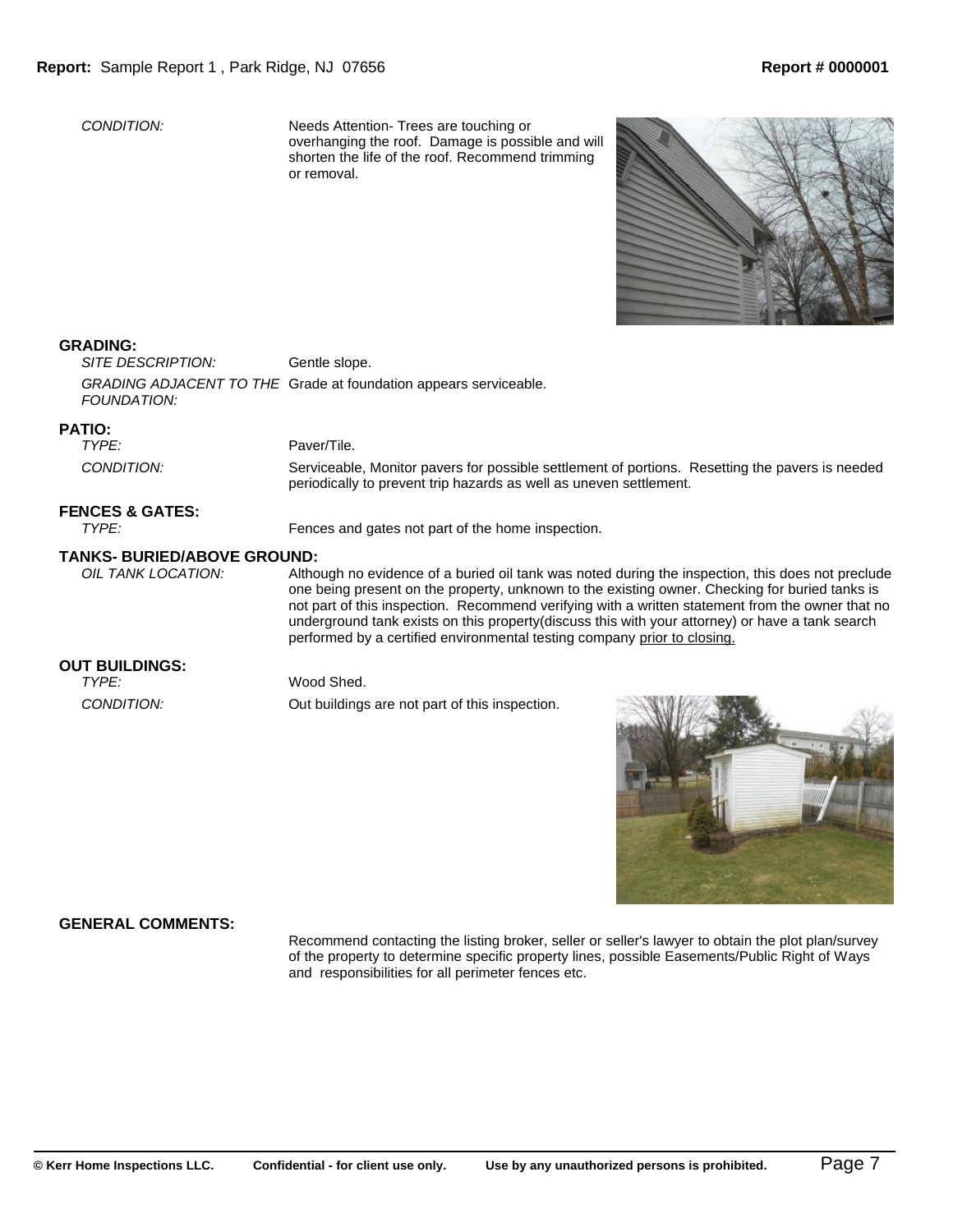*CONDITION:* Needs Attention- Trees are touching or overhanging the roof. Damage is possible and will shorten the life of the roof. Recommend trimming or removal.

**GRADING:**

*SITE DESCRIPTION:* Gentle slope.

*GRADING ADJACENT TO THE FOUNDATION:* Grade at foundation appears serviceable.

**PATIO:**

*TYPE:* Paver/Tile.

*CONDITION:* Serviceable, Monitor pavers for possible settlement of portions. Resetting the pavers is needed periodically to prevent trip hazards as well as uneven settlement.

**FENCES & GATES:**

*TYPE:* Fences and gates not part of the home inspection.

**TANKS- BURIED/ABOVE GROUND:**

*OIL TANK LOCATION:* Although no evidence of a buried oil tank was noted during the inspection, this does not preclude one being present on the property, unknown to the existing owner. Checking for buried tanks is not part of this inspection. Recommend verifying with a written statement from the owner that no underground tank exists on this property(discuss this with your attorney) or have a tank search performed by a certified environmental testing company prior to closing.

**OUT BUILDINGS:**

*TYPE:* Wood Shed.

*CONDITION:* Out buildings are not part of this inspection.

**GENERAL COMMENTS:**

Recommend contacting the listing broker, seller or seller's lawyer to obtain the plot plan/survey of the property to determine specific property lines, possible Easements/Public Right of Ways and responsibilities for all perimeter fences etc.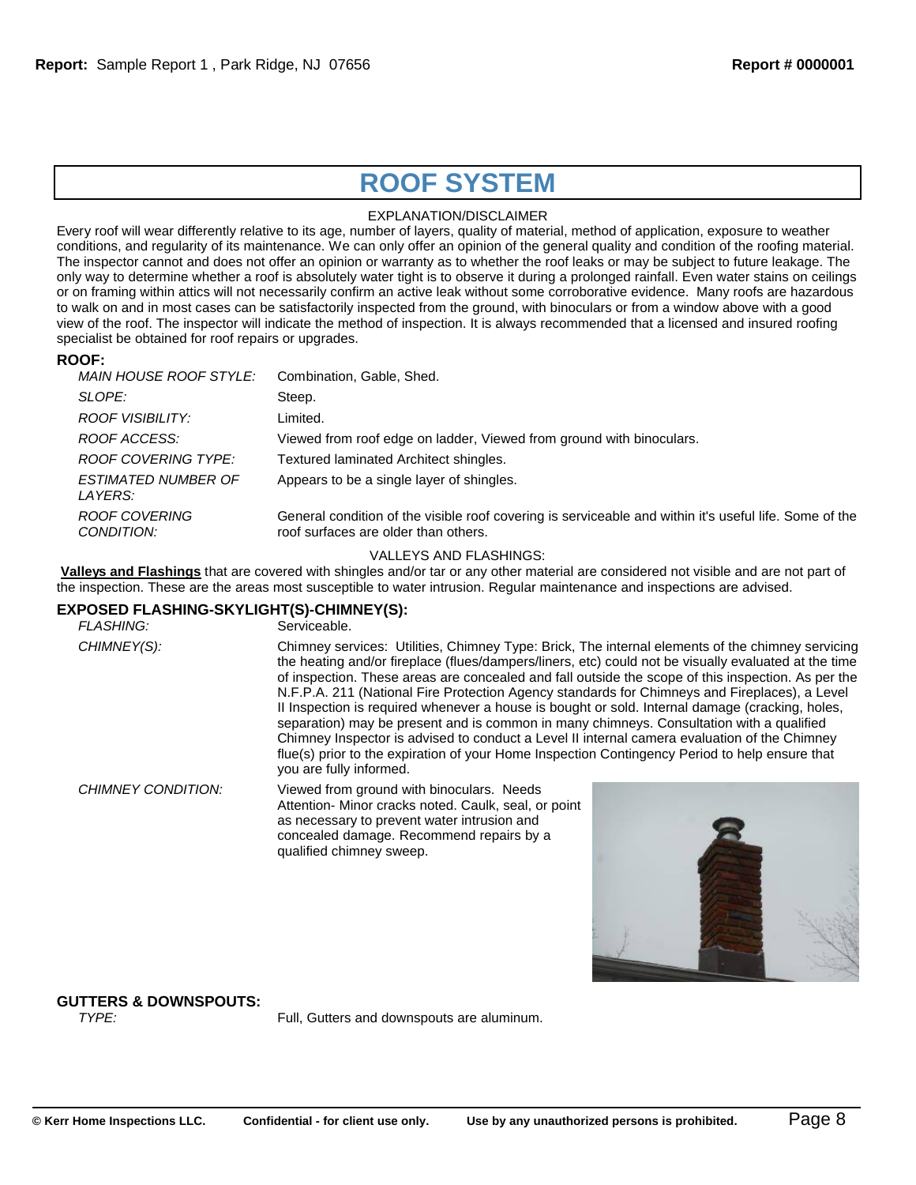# ROOF SYSTEM

EXPLANATION/DISCLAIMER

Every roof will wear differently relative to its age, number of layers, quality of material, method of application, exposure to weather conditions, and regularity of its maintenance. We can only offer an opinion of the general quality and condition of the roofing material. The inspector cannot and does not offer an opinion or warranty as to whether the roof leaks or may be subject to future leakage. The only way to determine whether a roof is absolutely water tight is to observe it during a prolonged rainfall. Even water stains on ceilings or on framing within attics will not necessarily confirm an active leak without some corroborative evidence. Many roofs are hazardous to walk on and in most cases can be satisfactorily inspected from the ground, with binoculars or from a window above with a good view of the roof. The inspector will indicate the method of inspection. It is always recommended that a licensed and insured roofing specialist be obtained for roof repairs or upgrades.

## ROOF:

*MAIN HOUSE ROOF STYLE:* Combination, Gable, Shed.

*SLOPE:* Steep.

*ROOF VISIBILITY:* Limited.

*ROOF ACCESS:* Viewed from roof edge on ladder, Viewed from ground with binoculars.

*ROOF COVERING TYPE:* Textured laminated Architect shingles.

*ESTIMATED NUMBER OF LAYERS:* Appears to be a single layer of shingles.

*ROOF COVERING CONDITION:* General condition of the visible roof covering is serviceable and within it's useful life. Some of the roof surfaces are older than others.

VALLEYS AND FLASHINGS:

**Valleys and Flashings** that are covered with shingles and/or tar or any other material are considered not visible and are not part of the inspection. These are the areas most susceptible to water intrusion. Regular maintenance and inspections are advised.

## EXPOSED FLASHING-SKYLIGHT(S)-CHIMNEY(S):

*FLASHING:* Serviceable.

*CHIMNEY(S):* Chimney services: Utilities, Chimney Type: Brick, The internal elements of the chimney servicing the heating and/or fireplace (flues/dampers/liners, etc) could not be visually evaluated at the time of inspection. These areas are concealed and fall outside the scope of this inspection. As per the N.F.P.A. 211 (National Fire Protection Agency standards for Chimneys and Fireplaces), a Level II Inspection is required whenever a house is bought or sold. Internal damage (cracking, holes, separation) may be present and is common in many chimneys. Consultation with a qualified Chimney Inspector is advised to conduct a Level II internal camera evaluation of the Chimney flue(s) prior to the expiration of your Home Inspection Contingency Period to help ensure that you are fully informed.

*CHIMNEY CONDITION:* Viewed from ground with binoculars. Needs Attention- Minor cracks noted. Caulk, seal, or point as necessary to prevent water intrusion and concealed damage. Recommend repairs by a qualified chimney sweep.

## GUTTERS & DOWNSPOUTS:

*TYPE:* Full, Gutters and downspouts are aluminum.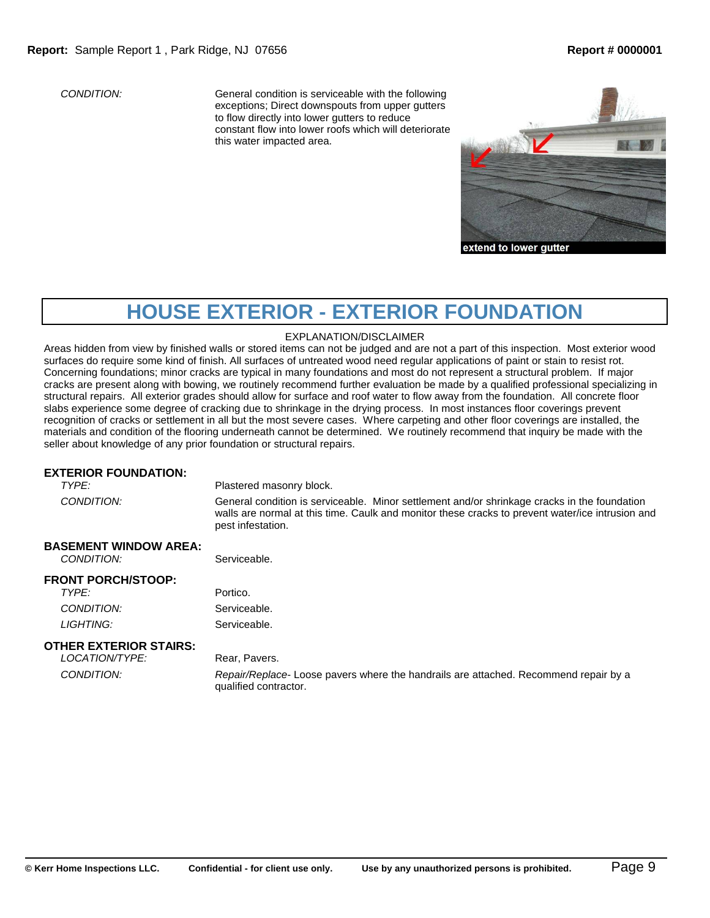*CONDITION:* General condition is serviceable with the following exceptions; Direct downspouts from upper gutters to flow directly into lower gutters to reduce constant flow into lower roofs which will deteriorate this water impacted area.

extend to lower gutter

# HOUSE EXTERIOR - EXTERIOR FOUNDATION

EXPLANATION/DISCLAIMER

Areas hidden from view by finished walls or stored items can not be judged and are not a part of this inspection. Most exterior wood surfaces do require some kind of finish. All surfaces of untreated wood need regular applications of paint or stain to resist rot. Concerning foundations; minor cracks are typical in many foundations and most do not represent a structural problem. If major cracks are present along with bowing, we routinely recommend further evaluation be made by a qualified professional specializing in structural repairs. All exterior grades should allow for surface and roof water to flow away from the foundation. All concrete floor slabs experience some degree of cracking due to shrinkage in the drying process. In most instances floor coverings prevent recognition of cracks or settlement in all but the most severe cases. Where carpeting and other floor coverings are installed, the materials and condition of the flooring underneath cannot be determined. We routinely recommend that inquiry be made with the seller about knowledge of any prior foundation or structural repairs.

**EXTERIOR FOUNDATION:**

*TYPE:* Plastered masonry block.

*CONDITION:* General condition is serviceable. Minor settlement and/or shrinkage cracks in the foundation walls are normal at this time. Caulk and monitor these cracks to prevent water/ice intrusion and pest infestation.

**BASEMENT WINDOW AREA:**

*CONDITION:* Serviceable.

**FRONT PORCH/STOOP:**

*TYPE:* Portico.

*CONDITION:* Serviceable.

*LIGHTING:* Serviceable.

**OTHER EXTERIOR STAIRS:**

*LOCATION/TYPE:* Rear, Pavers.

*CONDITION:* *Repair/Replace*- Loose pavers where the handrails are attached. Recommend repair by a qualified contractor.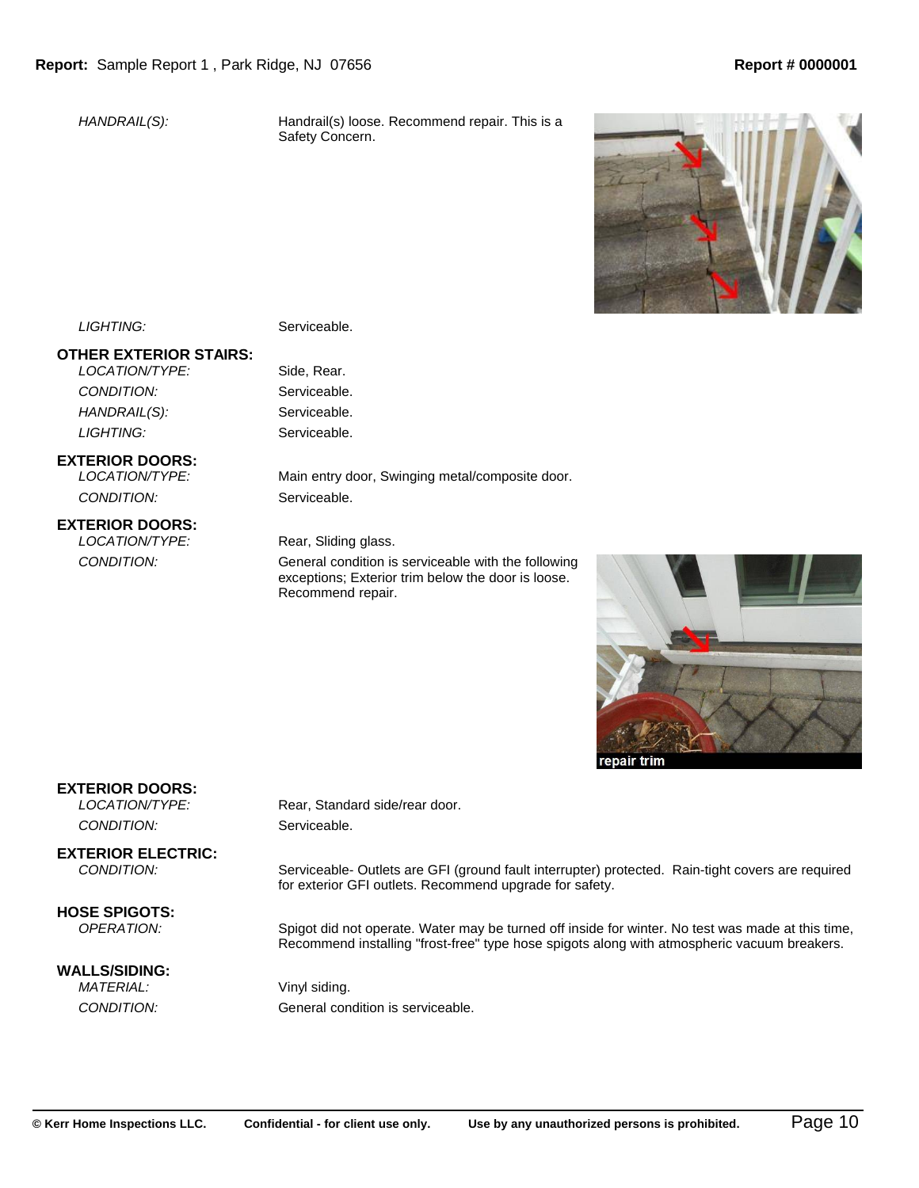*HANDRAIL(S):* Handrail(s) loose. Recommend repair. This is a Safety Concern.

*LIGHTING:* Serviceable.

**OTHER EXTERIOR STAIRS:**

*LOCATION/TYPE:* Side, Rear.

*CONDITION:* Serviceable.

*HANDRAIL(S):* Serviceable.

*LIGHTING:* Serviceable.

**EXTERIOR DOORS:**

*LOCATION/TYPE:* Main entry door, Swinging metal/composite door.

*CONDITION:* Serviceable.

**EXTERIOR DOORS:**

*LOCATION/TYPE:* Rear, Sliding glass.

*CONDITION:* General condition is serviceable with the following exceptions; Exterior trim below the door is loose. Recommend repair.

repair trim

**EXTERIOR DOORS:**

*LOCATION/TYPE:* Rear, Standard side/rear door.

*CONDITION:* Serviceable.

**EXTERIOR ELECTRIC:**

*CONDITION:* Serviceable- Outlets are GFI (ground fault interrupter) protected. Rain-tight covers are required for exterior GFI outlets. Recommend upgrade for safety.

**HOSE SPIGOTS:**

*OPERATION:* Spigot did not operate. Water may be turned off inside for winter. No test was made at this time, Recommend installing "frost-free" type hose spigots along with atmospheric vacuum breakers.

**WALLS/SIDING:**

*MATERIAL:* Vinyl siding.

*CONDITION:* General condition is serviceable.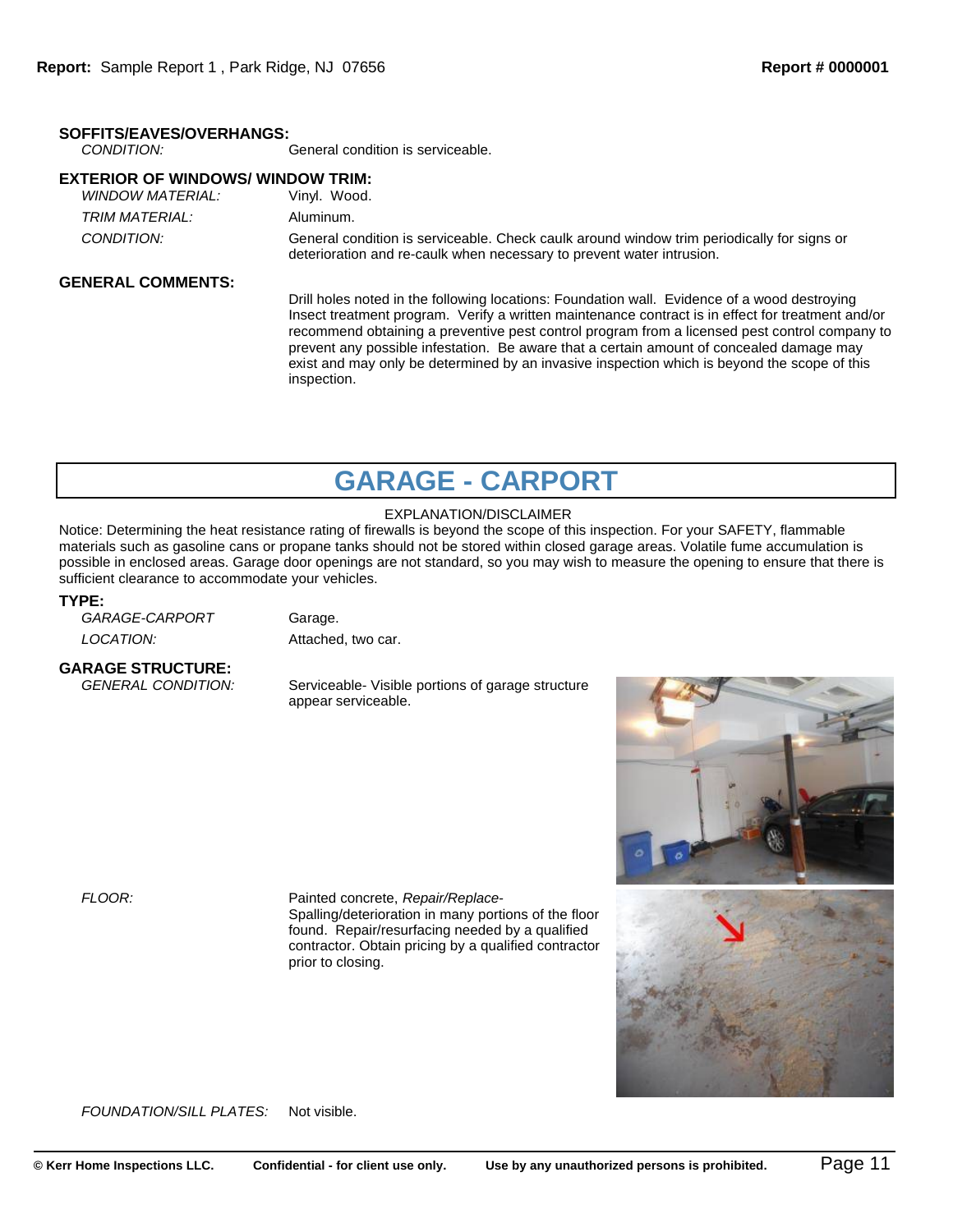### SOFFITS/EAVES/OVERHANGS:

*CONDITION:* General condition is serviceable.

### EXTERIOR OF WINDOWS/ WINDOW TRIM:

*WINDOW MATERIAL:* Vinyl. Wood.

*TRIM MATERIAL:* Aluminum.

*CONDITION:* General condition is serviceable. Check caulk around window trim periodically for signs or deterioration and re-caulk when necessary to prevent water intrusion.

### GENERAL COMMENTS:

Drill holes noted in the following locations: Foundation wall. Evidence of a wood destroying Insect treatment program. Verify a written maintenance contract is in effect for treatment and/or recommend obtaining a preventive pest control program from a licensed pest control company to prevent any possible infestation. Be aware that a certain amount of concealed damage may exist and may only be determined by an invasive inspection which is beyond the scope of this inspection.

# GARAGE - CARPORT

EXPLANATION/DISCLAIMER

Notice: Determining the heat resistance rating of firewalls is beyond the scope of this inspection. For your SAFETY, flammable materials such as gasoline cans or propane tanks should not be stored within closed garage areas. Volatile fume accumulation is possible in enclosed areas. Garage door openings are not standard, so you may wish to measure the opening to ensure that there is sufficient clearance to accommodate your vehicles.

### TYPE:

*GARAGE-CARPORT* Garage.

*LOCATION:* Attached, two car.

### GARAGE STRUCTURE:

*GENERAL CONDITION:* Serviceable- Visible portions of garage structure appear serviceable.

*FLOOR:* Painted concrete, *Repair/Replace-* Spalling/deterioration in many portions of the floor found. Repair/resurfacing needed by a qualified contractor. Obtain pricing by a qualified contractor prior to closing.

*FOUNDATION/SILL PLATES:* Not visible.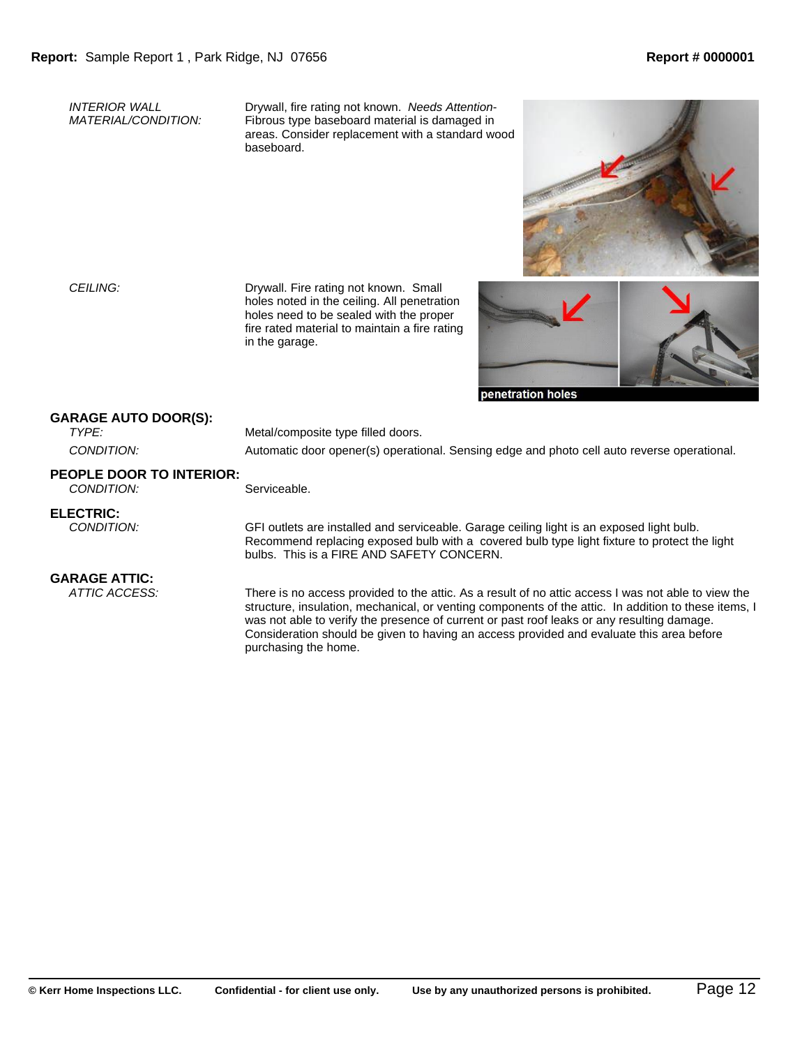*INTERIOR WALL MATERIAL/CONDITION:* Drywall, fire rating not known. *Needs Attention-* Fibrous type baseboard material is damaged in areas. Consider replacement with a standard wood baseboard.

*CEILING:* Drywall. Fire rating not known. Small holes noted in the ceiling. All penetration holes need to be sealed with the proper fire rated material to maintain a fire rating in the garage.

penetration holes

## GARAGE AUTO DOOR(S):

*TYPE:* Metal/composite type filled doors.

*CONDITION:* Automatic door opener(s) operational. Sensing edge and photo cell auto reverse operational.

## PEOPLE DOOR TO INTERIOR:

*CONDITION:* Serviceable.

## ELECTRIC:

*CONDITION:* GFI outlets are installed and serviceable. Garage ceiling light is an exposed light bulb. Recommend replacing exposed bulb with a covered bulb type light fixture to protect the light bulbs. This is a FIRE AND SAFETY CONCERN.

## GARAGE ATTIC:

*ATTIC ACCESS:* There is no access provided to the attic. As a result of no attic access I was not able to view the structure, insulation, mechanical, or venting components of the attic. In addition to these items, I was not able to verify the presence of current or past roof leaks or any resulting damage. Consideration should be given to having an access provided and evaluate this area before purchasing the home.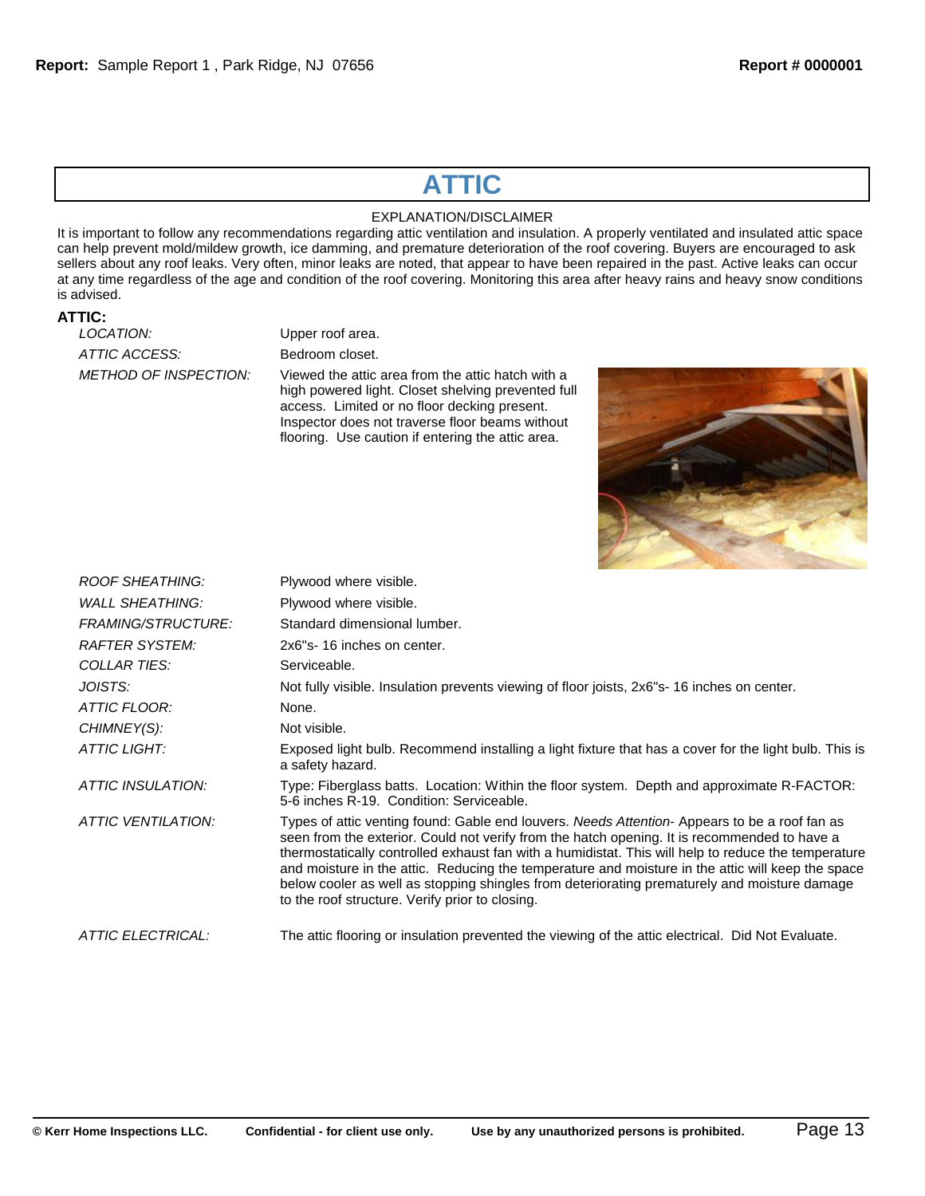# ATTIC

EXPLANATION/DISCLAIMER

It is important to follow any recommendations regarding attic ventilation and insulation. A properly ventilated and insulated attic space can help prevent mold/mildew growth, ice damming, and premature deterioration of the roof covering. Buyers are encouraged to ask sellers about any roof leaks. Very often, minor leaks are noted, that appear to have been repaired in the past. Active leaks can occur at any time regardless of the age and condition of the roof covering. Monitoring this area after heavy rains and heavy snow conditions is advised.

**ATTIC:**

*LOCATION:* Upper roof area.

*ATTIC ACCESS:* Bedroom closet.

*METHOD OF INSPECTION:* Viewed the attic area from the attic hatch with a high powered light. Closet shelving prevented full access. Limited or no floor decking present. Inspector does not traverse floor beams without flooring. Use caution if entering the attic area.

*ROOF SHEATHING:* Plywood where visible.

*WALL SHEATHING:* Plywood where visible.

*FRAMING/STRUCTURE:* Standard dimensional lumber.

*RAFTER SYSTEM:* 2x6"s- 16 inches on center.

*COLLAR TIES:* Serviceable.

*JOISTS:* Not fully visible. Insulation prevents viewing of floor joists, 2x6"s- 16 inches on center.

*ATTIC FLOOR:* None.

*CHIMNEY(S):* Not visible.

*ATTIC LIGHT:* Exposed light bulb. Recommend installing a light fixture that has a cover for the light bulb. This is a safety hazard.

*ATTIC INSULATION:* Type: Fiberglass batts. Location: Within the floor system. Depth and approximate R-FACTOR: 5-6 inches R-19. Condition: Serviceable.

*ATTIC VENTILATION:* Types of attic venting found: Gable end louvers. *Needs Attention*- Appears to be a roof fan as seen from the exterior. Could not verify from the hatch opening. It is recommended to have a thermostatically controlled exhaust fan with a humidistat. This will help to reduce the temperature and moisture in the attic. Reducing the temperature and moisture in the attic will keep the space below cooler as well as stopping shingles from deteriorating prematurely and moisture damage to the roof structure. Verify prior to closing.

*ATTIC ELECTRICAL:* The attic flooring or insulation prevented the viewing of the attic electrical. Did Not Evaluate.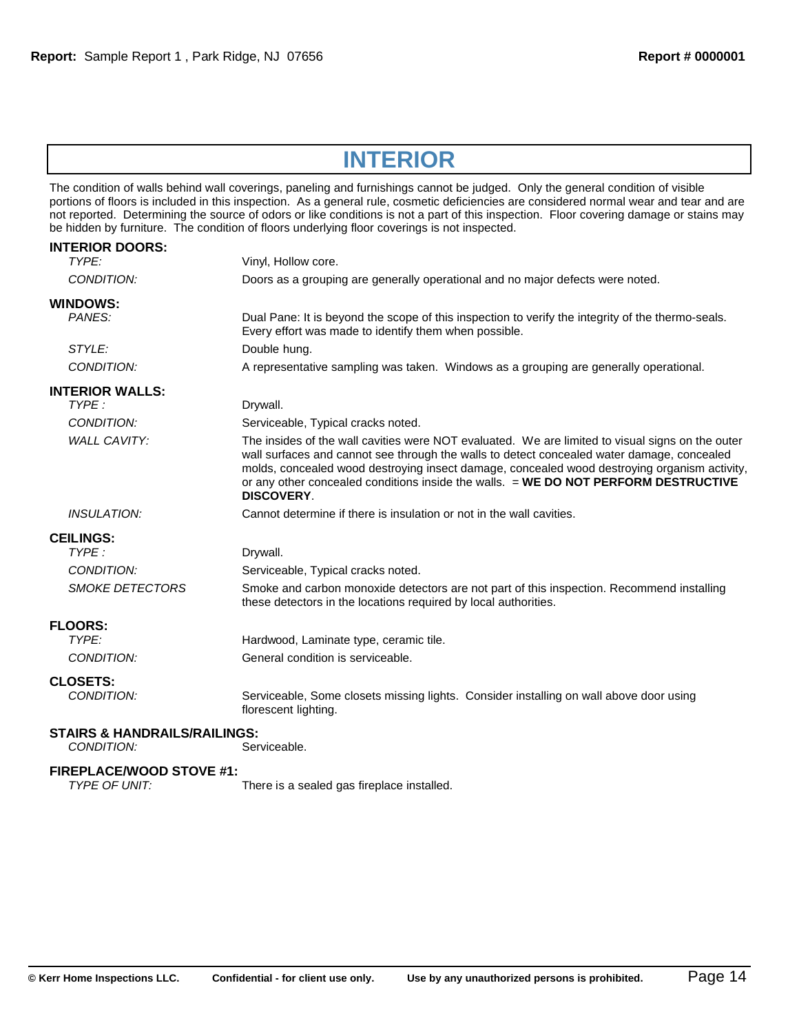# INTERIOR

The condition of walls behind wall coverings, paneling and furnishings cannot be judged. Only the general condition of visible portions of floors is included in this inspection. As a general rule, cosmetic deficiencies are considered normal wear and tear and are not reported. Determining the source of odors or like conditions is not a part of this inspection. Floor covering damage or stains may be hidden by furniture. The condition of floors underlying floor coverings is not inspected.

**INTERIOR DOORS:**

| | |
|---|---|
| *TYPE:* | Vinyl, Hollow core. |
| *CONDITION:* | Doors as a grouping are generally operational and no major defects were noted. |

**WINDOWS:**

| | |
|---|---|
| *PANES:* | Dual Pane: It is beyond the scope of this inspection to verify the integrity of the thermo-seals. Every effort was made to identify them when possible. |
| *STYLE:* | Double hung. |
| *CONDITION:* | A representative sampling was taken. Windows as a grouping are generally operational. |

**INTERIOR WALLS:**

| | |
|---|---|
| *TYPE :* | Drywall. |
| *CONDITION:* | Serviceable, Typical cracks noted. |
| *WALL CAVITY:* | The insides of the wall cavities were NOT evaluated. We are limited to visual signs on the outer wall surfaces and cannot see through the walls to detect concealed water damage, concealed molds, concealed wood destroying insect damage, concealed wood destroying organism activity, or any other concealed conditions inside the walls. = **WE DO NOT PERFORM DESTRUCTIVE DISCOVERY**. |
| *INSULATION:* | Cannot determine if there is insulation or not in the wall cavities. |

**CEILINGS:**

| | |
|---|---|
| *TYPE :* | Drywall. |
| *CONDITION:* | Serviceable, Typical cracks noted. |
| *SMOKE DETECTORS* | Smoke and carbon monoxide detectors are not part of this inspection. Recommend installing these detectors in the locations required by local authorities. |

**FLOORS:**

| | |
|---|---|
| *TYPE:* | Hardwood, Laminate type, ceramic tile. |
| *CONDITION:* | General condition is serviceable. |

**CLOSETS:**

| | |
|---|---|
| *CONDITION:* | Serviceable, Some closets missing lights. Consider installing on wall above door using florescent lighting. |

**STAIRS & HANDRAILS/RAILINGS:**

| | |
|---|---|
| *CONDITION:* | Serviceable. |

**FIREPLACE/WOOD STOVE #1:**

| | |
|---|---|
| *TYPE OF UNIT:* | There is a sealed gas fireplace installed. |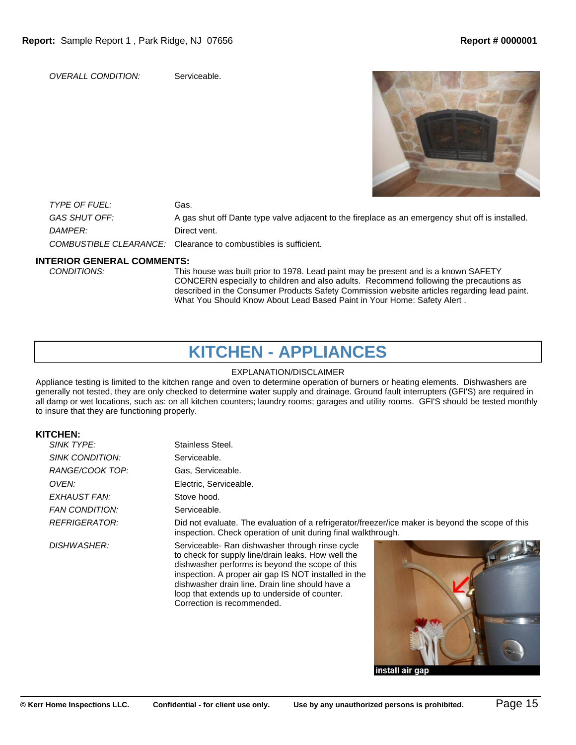| | |
|---|---|
| *OVERALL CONDITION:* | Serviceable. |
| *TYPE OF FUEL:* | Gas. |
| *GAS SHUT OFF:* | A gas shut off Dante type valve adjacent to the fireplace as an emergency shut off is installed. |
| *DAMPER:* | Direct vent. |
| *COMBUSTIBLE CLEARANCE:* | Clearance to combustibles is sufficient. |

**INTERIOR GENERAL COMMENTS:**

| | |
|---|---|
| *CONDITIONS:* | This house was built prior to 1978. Lead paint may be present and is a known SAFETY CONCERN especially to children and also adults. Recommend following the precautions as described in the Consumer Products Safety Commission website articles regarding lead paint. What You Should Know About Lead Based Paint in Your Home: Safety Alert . |

# KITCHEN - APPLIANCES

EXPLANATION/DISCLAIMER

Appliance testing is limited to the kitchen range and oven to determine operation of burners or heating elements. Dishwashers are generally not tested, they are only checked to determine water supply and drainage. Ground fault interrupters (GFI'S) are required in all damp or wet locations, such as: on all kitchen counters; laundry rooms; garages and utility rooms. GFI'S should be tested monthly to insure that they are functioning properly.

**KITCHEN:**

| | |
|---|---|
| *SINK TYPE:* | Stainless Steel. |
| *SINK CONDITION:* | Serviceable. |
| *RANGE/COOK TOP:* | Gas, Serviceable. |
| *OVEN:* | Electric, Serviceable. |
| *EXHAUST FAN:* | Stove hood. |
| *FAN CONDITION:* | Serviceable. |
| *REFRIGERATOR:* | Did not evaluate. The evaluation of a refrigerator/freezer/ice maker is beyond the scope of this inspection. Check operation of unit during final walkthrough. |
| *DISHWASHER:* | Serviceable- Ran dishwasher through rinse cycle to check for supply line/drain leaks. How well the dishwasher performs is beyond the scope of this inspection. A proper air gap IS NOT installed in the dishwasher drain line. Drain line should have a loop that extends up to underside of counter. Correction is recommended. |

install air gap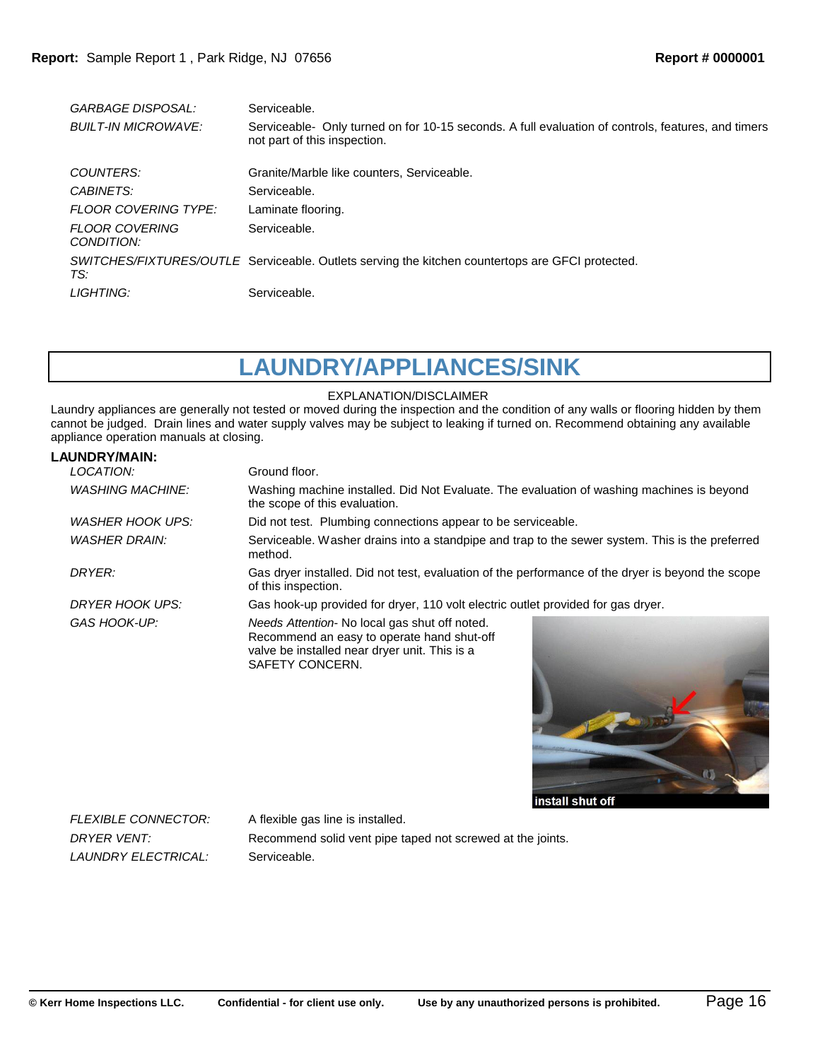| | |
|---|---|
| *GARBAGE DISPOSAL:* | Serviceable. |
| *BUILT-IN MICROWAVE:* | Serviceable- Only turned on for 10-15 seconds. A full evaluation of controls, features, and timers not part of this inspection. |
| *COUNTERS:* | Granite/Marble like counters, Serviceable. |
| *CABINETS:* | Serviceable. |
| *FLOOR COVERING TYPE:* | Laminate flooring. |
| *FLOOR COVERING CONDITION:* | Serviceable. |
| *SWITCHES/FIXTURES/OUTLETS:* | Serviceable. Outlets serving the kitchen countertops are GFCI protected. |
| *LIGHTING:* | Serviceable. |

# LAUNDRY/APPLIANCES/SINK

EXPLANATION/DISCLAIMER

Laundry appliances are generally not tested or moved during the inspection and the condition of any walls or flooring hidden by them cannot be judged. Drain lines and water supply valves may be subject to leaking if turned on. Recommend obtaining any available appliance operation manuals at closing.

**LAUNDRY/MAIN:**

| | |
|---|---|
| *LOCATION:* | Ground floor. |
| *WASHING MACHINE:* | Washing machine installed. Did Not Evaluate. The evaluation of washing machines is beyond the scope of this evaluation. |
| *WASHER HOOK UPS:* | Did not test. Plumbing connections appear to be serviceable. |
| *WASHER DRAIN:* | Serviceable. Washer drains into a standpipe and trap to the sewer system. This is the preferred method. |
| *DRYER:* | Gas dryer installed. Did not test, evaluation of the performance of the dryer is beyond the scope of this inspection. |
| *DRYER HOOK UPS:* | Gas hook-up provided for dryer, 110 volt electric outlet provided for gas dryer. |
| *GAS HOOK-UP:* | *Needs Attention*- No local gas shut off noted. Recommend an easy to operate hand shut-off valve be installed near dryer unit. This is a SAFETY CONCERN. |

install shut off

| | |
|---|---|
| *FLEXIBLE CONNECTOR:* | A flexible gas line is installed. |
| *DRYER VENT:* | Recommend solid vent pipe taped not screwed at the joints. |
| *LAUNDRY ELECTRICAL:* | Serviceable. |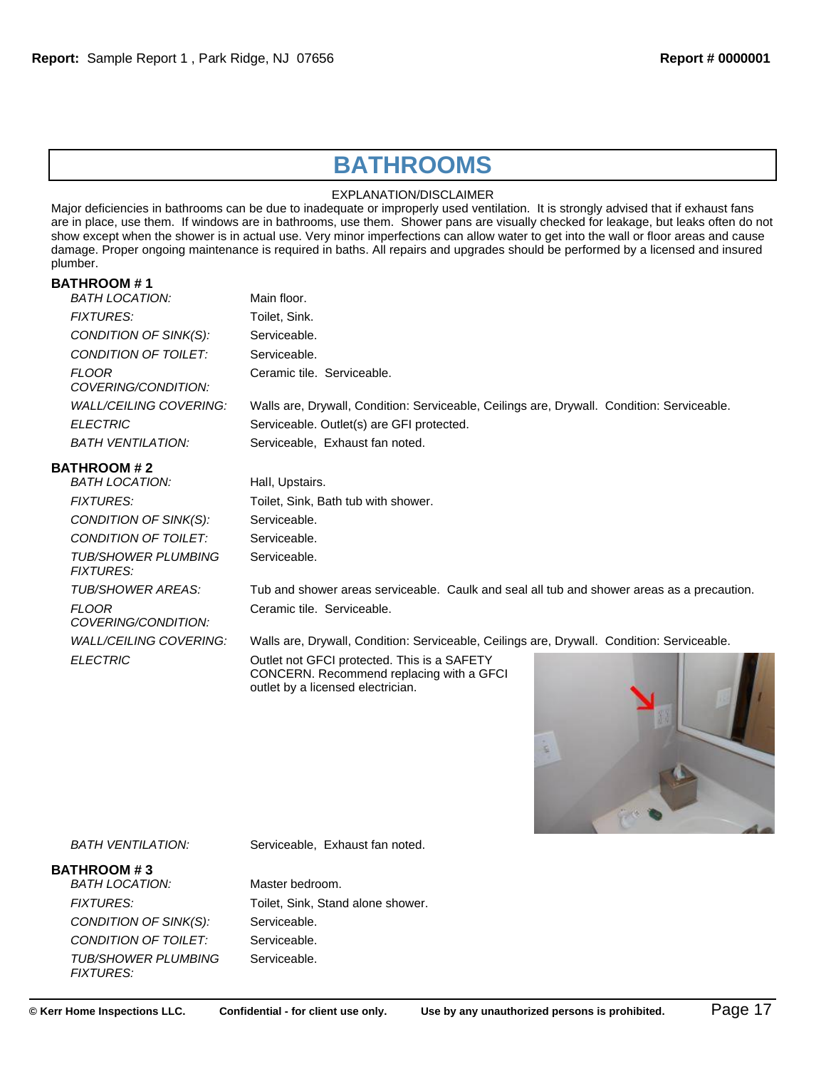# BATHROOMS

EXPLANATION/DISCLAIMER

Major deficiencies in bathrooms can be due to inadequate or improperly used ventilation. It is strongly advised that if exhaust fans are in place, use them. If windows are in bathrooms, use them. Shower pans are visually checked for leakage, but leaks often do not show except when the shower is in actual use. Very minor imperfections can allow water to get into the wall or floor areas and cause damage. Proper ongoing maintenance is required in baths. All repairs and upgrades should be performed by a licensed and insured plumber.

**BATHROOM # 1**

| | |
|---|---|
| *BATH LOCATION:* | Main floor. |
| *FIXTURES:* | Toilet, Sink. |
| *CONDITION OF SINK(S):* | Serviceable. |
| *CONDITION OF TOILET:* | Serviceable. |
| *FLOOR COVERING/CONDITION:* | Ceramic tile. Serviceable. |
| *WALL/CEILING COVERING:* | Walls are, Drywall, Condition: Serviceable, Ceilings are, Drywall. Condition: Serviceable. |
| *ELECTRIC* | Serviceable. Outlet(s) are GFI protected. |
| *BATH VENTILATION:* | Serviceable, Exhaust fan noted. |

**BATHROOM # 2**

| | |
|---|---|
| *BATH LOCATION:* | Hall, Upstairs. |
| *FIXTURES:* | Toilet, Sink, Bath tub with shower. |
| *CONDITION OF SINK(S):* | Serviceable. |
| *CONDITION OF TOILET:* | Serviceable. |
| *TUB/SHOWER PLUMBING FIXTURES:* | Serviceable. |
| *TUB/SHOWER AREAS:* | Tub and shower areas serviceable. Caulk and seal all tub and shower areas as a precaution. |
| *FLOOR COVERING/CONDITION:* | Ceramic tile. Serviceable. |
| *WALL/CEILING COVERING:* | Walls are, Drywall, Condition: Serviceable, Ceilings are, Drywall. Condition: Serviceable. |
| *ELECTRIC* | Outlet not GFCI protected. This is a SAFETY CONCERN. Recommend replacing with a GFCI outlet by a licensed electrician. |
| *BATH VENTILATION:* | Serviceable, Exhaust fan noted. |

**BATHROOM # 3**

| | |
|---|---|
| *BATH LOCATION:* | Master bedroom. |
| *FIXTURES:* | Toilet, Sink, Stand alone shower. |
| *CONDITION OF SINK(S):* | Serviceable. |
| *CONDITION OF TOILET:* | Serviceable. |
| *TUB/SHOWER PLUMBING FIXTURES:* | Serviceable. |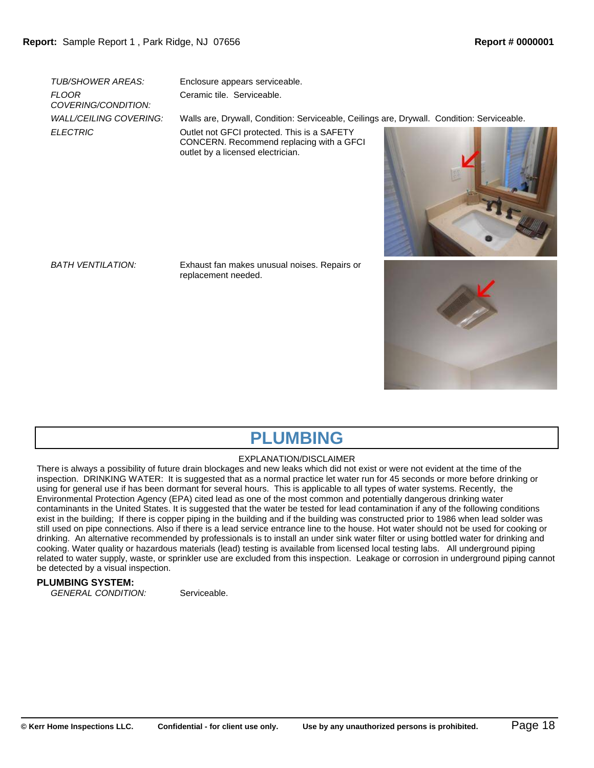| | |
|---|---|
| *TUB/SHOWER AREAS:* | Enclosure appears serviceable. |
| *FLOOR COVERING/CONDITION:* | Ceramic tile. Serviceable. |
| *WALL/CEILING COVERING:* | Walls are, Drywall, Condition: Serviceable, Ceilings are, Drywall. Condition: Serviceable. |
| *ELECTRIC* | Outlet not GFCI protected. This is a SAFETY CONCERN. Recommend replacing with a GFCI outlet by a licensed electrician. |
| *BATH VENTILATION:* | Exhaust fan makes unusual noises. Repairs or replacement needed. |

# PLUMBING

EXPLANATION/DISCLAIMER

There is always a possibility of future drain blockages and new leaks which did not exist or were not evident at the time of the inspection. DRINKING WATER: It is suggested that as a normal practice let water run for 45 seconds or more before drinking or using for general use if has been dormant for several hours. This is applicable to all types of water systems. Recently, the Environmental Protection Agency (EPA) cited lead as one of the most common and potentially dangerous drinking water contaminants in the United States. It is suggested that the water be tested for lead contamination if any of the following conditions exist in the building; If there is copper piping in the building and if the building was constructed prior to 1986 when lead solder was still used on pipe connections. Also if there is a lead service entrance line to the house. Hot water should not be used for cooking or drinking. An alternative recommended by professionals is to install an under sink water filter or using bottled water for drinking and cooking. Water quality or hazardous materials (lead) testing is available from licensed local testing labs. All underground piping related to water supply, waste, or sprinkler use are excluded from this inspection. Leakage or corrosion in underground piping cannot be detected by a visual inspection.

**PLUMBING SYSTEM:**

| | |
|---|---|
| *GENERAL CONDITION:* | Serviceable. |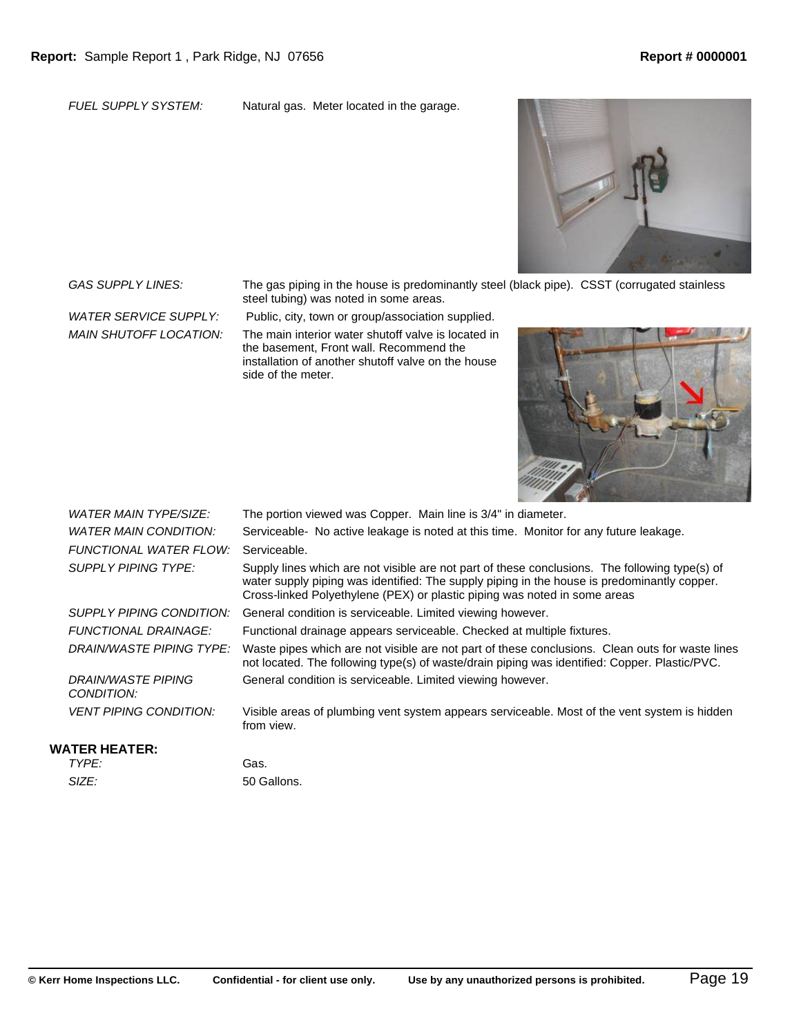| | |
|---|---|
| *FUEL SUPPLY SYSTEM:* | Natural gas. Meter located in the garage. |
| *GAS SUPPLY LINES:* | The gas piping in the house is predominantly steel (black pipe). CSST (corrugated stainless steel tubing) was noted in some areas. |
| *WATER SERVICE SUPPLY:* | Public, city, town or group/association supplied. |
| *MAIN SHUTOFF LOCATION:* | The main interior water shutoff valve is located in the basement, Front wall. Recommend the installation of another shutoff valve on the house side of the meter. |
| *WATER MAIN TYPE/SIZE:* | The portion viewed was Copper. Main line is 3/4" in diameter. |
| *WATER MAIN CONDITION:* | Serviceable- No active leakage is noted at this time. Monitor for any future leakage. |
| *FUNCTIONAL WATER FLOW:* | Serviceable. |
| *SUPPLY PIPING TYPE:* | Supply lines which are not visible are not part of these conclusions. The following type(s) of water supply piping was identified: The supply piping in the house is predominantly copper. Cross-linked Polyethylene (PEX) or plastic piping was noted in some areas |
| *SUPPLY PIPING CONDITION:* | General condition is serviceable. Limited viewing however. |
| *FUNCTIONAL DRAINAGE:* | Functional drainage appears serviceable. Checked at multiple fixtures. |
| *DRAIN/WASTE PIPING TYPE:* | Waste pipes which are not visible are not part of these conclusions. Clean outs for waste lines not located. The following type(s) of waste/drain piping was identified: Copper. Plastic/PVC. |
| *DRAIN/WASTE PIPING CONDITION:* | General condition is serviceable. Limited viewing however. |
| *VENT PIPING CONDITION:* | Visible areas of plumbing vent system appears serviceable. Most of the vent system is hidden from view. |

**WATER HEATER:**

| | |
|---|---|
| *TYPE:* | Gas. |
| *SIZE:* | 50 Gallons. |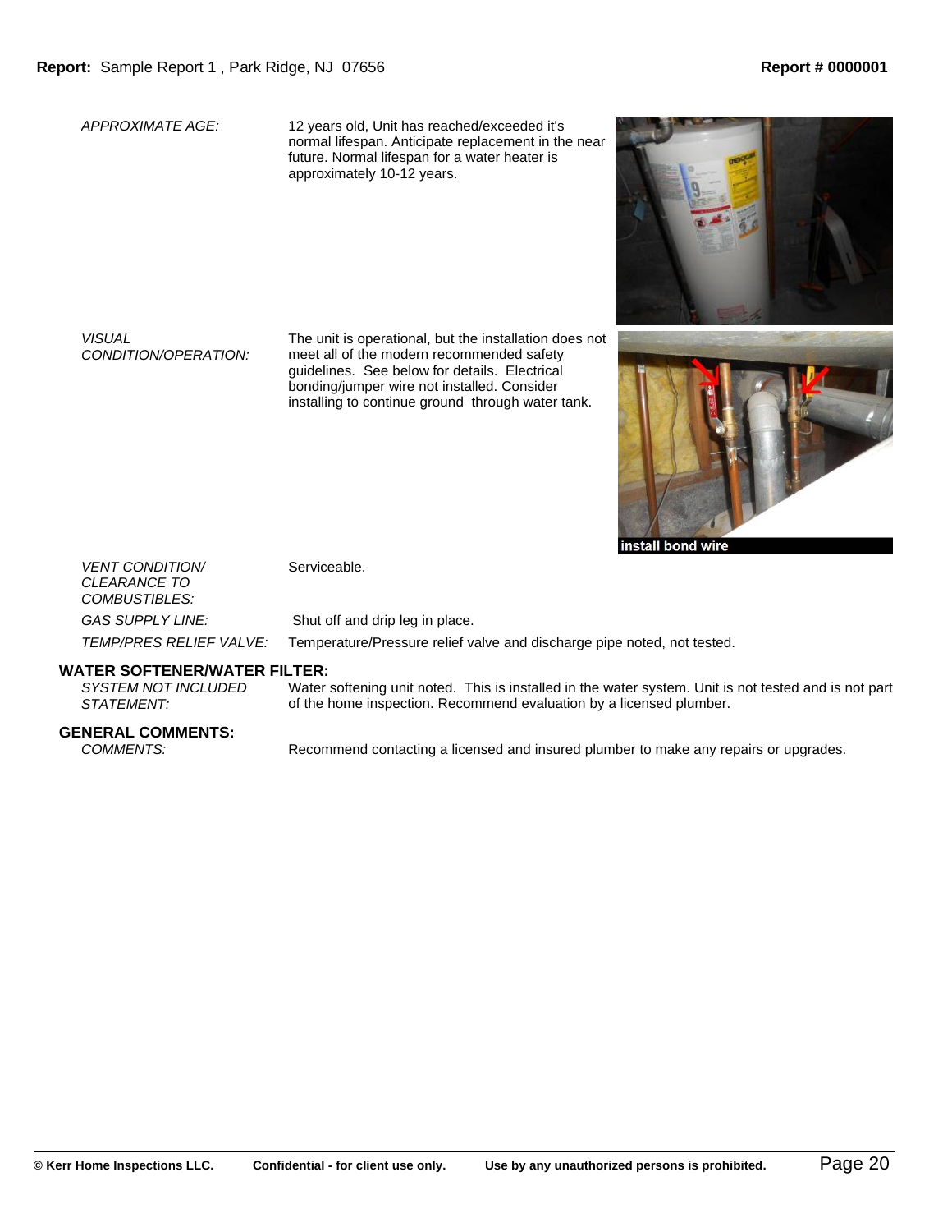*APPROXIMATE AGE:* 12 years old, Unit has reached/exceeded it's normal lifespan. Anticipate replacement in the near future. Normal lifespan for a water heater is approximately 10-12 years.

*VISUAL CONDITION/OPERATION:* The unit is operational, but the installation does not meet all of the modern recommended safety guidelines. See below for details. Electrical bonding/jumper wire not installed. Consider installing to continue ground through water tank.

install bond wire

*VENT CONDITION/ CLEARANCE TO COMBUSTIBLES:* Serviceable.

*GAS SUPPLY LINE:* Shut off and drip leg in place.

*TEMP/PRES RELIEF VALVE:* Temperature/Pressure relief valve and discharge pipe noted, not tested.

### WATER SOFTENER/WATER FILTER:

*SYSTEM NOT INCLUDED STATEMENT:* Water softening unit noted. This is installed in the water system. Unit is not tested and is not part of the home inspection. Recommend evaluation by a licensed plumber.

### GENERAL COMMENTS:

*COMMENTS:* Recommend contacting a licensed and insured plumber to make any repairs or upgrades.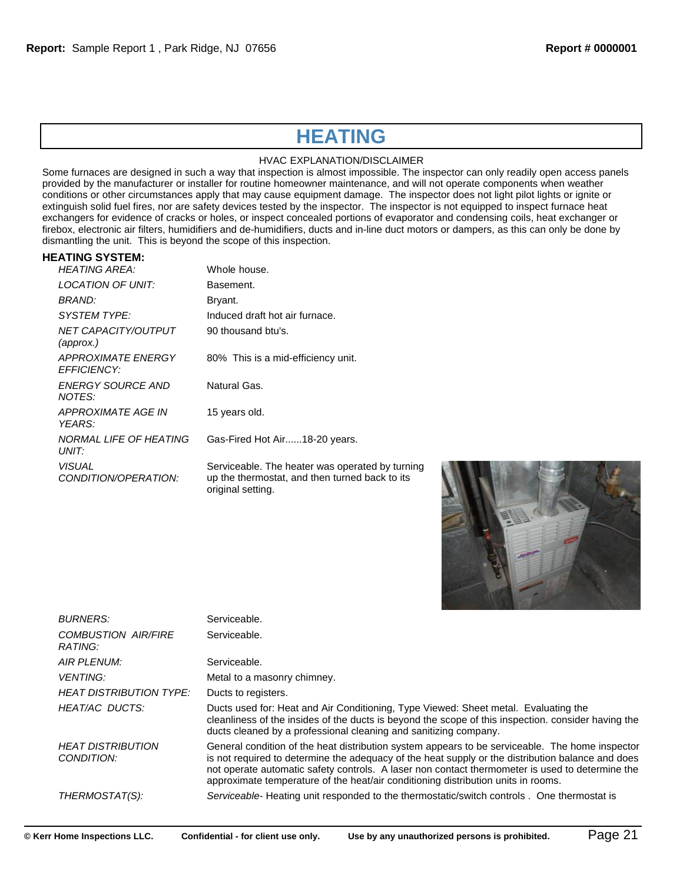# HEATING

HVAC EXPLANATION/DISCLAIMER

Some furnaces are designed in such a way that inspection is almost impossible. The inspector can only readily open access panels provided by the manufacturer or installer for routine homeowner maintenance, and will not operate components when weather conditions or other circumstances apply that may cause equipment damage. The inspector does not light pilot lights or ignite or extinguish solid fuel fires, nor are safety devices tested by the inspector. The inspector is not equipped to inspect furnace heat exchangers for evidence of cracks or holes, or inspect concealed portions of evaporator and condensing coils, heat exchanger or firebox, electronic air filters, humidifiers and de-humidifiers, ducts and in-line duct motors or dampers, as this can only be done by dismantling the unit. This is beyond the scope of this inspection.

**HEATING SYSTEM:**

| | |
|---|---|
| *HEATING AREA:* | Whole house. |
| *LOCATION OF UNIT:* | Basement. |
| *BRAND:* | Bryant. |
| *SYSTEM TYPE:* | Induced draft hot air furnace. |
| *NET CAPACITY/OUTPUT (approx.)* | 90 thousand btu's. |
| *APPROXIMATE ENERGY EFFICIENCY:* | 80% This is a mid-efficiency unit. |
| *ENERGY SOURCE AND NOTES:* | Natural Gas. |
| *APPROXIMATE AGE IN YEARS:* | 15 years old. |
| *NORMAL LIFE OF HEATING UNIT:* | Gas-Fired Hot Air......18-20 years. |
| *VISUAL CONDITION/OPERATION:* | Serviceable. The heater was operated by turning up the thermostat, and then turned back to its original setting. |
| *BURNERS:* | Serviceable. |
| *COMBUSTION AIR/FIRE RATING:* | Serviceable. |
| *AIR PLENUM:* | Serviceable. |
| *VENTING:* | Metal to a masonry chimney. |
| *HEAT DISTRIBUTION TYPE:* | Ducts to registers. |
| *HEAT/AC DUCTS:* | Ducts used for: Heat and Air Conditioning, Type Viewed: Sheet metal. Evaluating the cleanliness of the insides of the ducts is beyond the scope of this inspection. consider having the ducts cleaned by a professional cleaning and sanitizing company. |
| *HEAT DISTRIBUTION CONDITION:* | General condition of the heat distribution system appears to be serviceable. The home inspector is not required to determine the adequacy of the heat supply or the distribution balance and does not operate automatic safety controls. A laser non contact thermometer is used to determine the approximate temperature of the heat/air conditioning distribution units in rooms. |
| *THERMOSTAT(S):* | *Serviceable*- Heating unit responded to the thermostatic/switch controls . One thermostat is |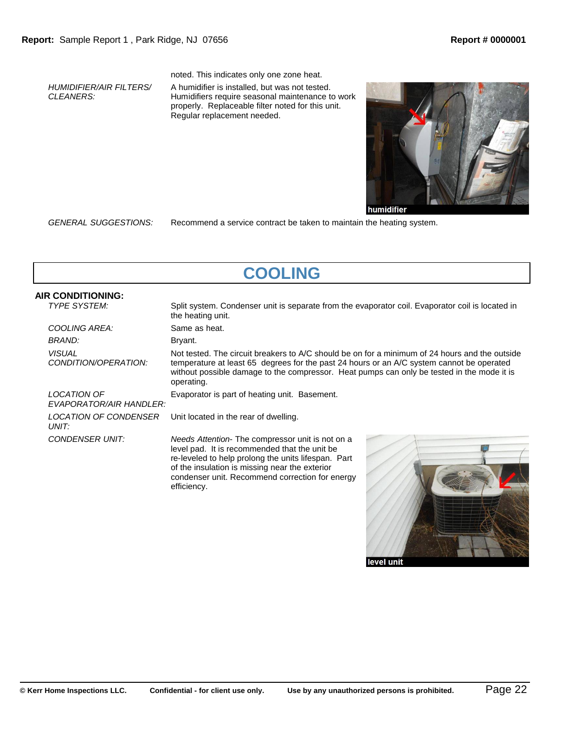noted. This indicates only one zone heat.

*HUMIDIFIER/AIR FILTERS/ CLEANERS:* A humidifier is installed, but was not tested. Humidifiers require seasonal maintenance to work properly. Replaceable filter noted for this unit. Regular replacement needed.

humidifier

*GENERAL SUGGESTIONS:* Recommend a service contract be taken to maintain the heating system.

# COOLING

## AIR CONDITIONING:

*TYPE SYSTEM:* Split system. Condenser unit is separate from the evaporator coil. Evaporator coil is located in the heating unit.

*COOLING AREA:* Same as heat.

*BRAND:* Bryant.

*VISUAL CONDITION/OPERATION:* Not tested. The circuit breakers to A/C should be on for a minimum of 24 hours and the outside temperature at least 65 degrees for the past 24 hours or an A/C system cannot be operated without possible damage to the compressor. Heat pumps can only be tested in the mode it is operating.

*LOCATION OF EVAPORATOR/AIR HANDLER:* Evaporator is part of heating unit. Basement.

*LOCATION OF CONDENSER UNIT:* Unit located in the rear of dwelling.

*CONDENSER UNIT:* *Needs Attention*- The compressor unit is not on a level pad. It is recommended that the unit be re-leveled to help prolong the units lifespan. Part of the insulation is missing near the exterior condenser unit. Recommend correction for energy efficiency.

level unit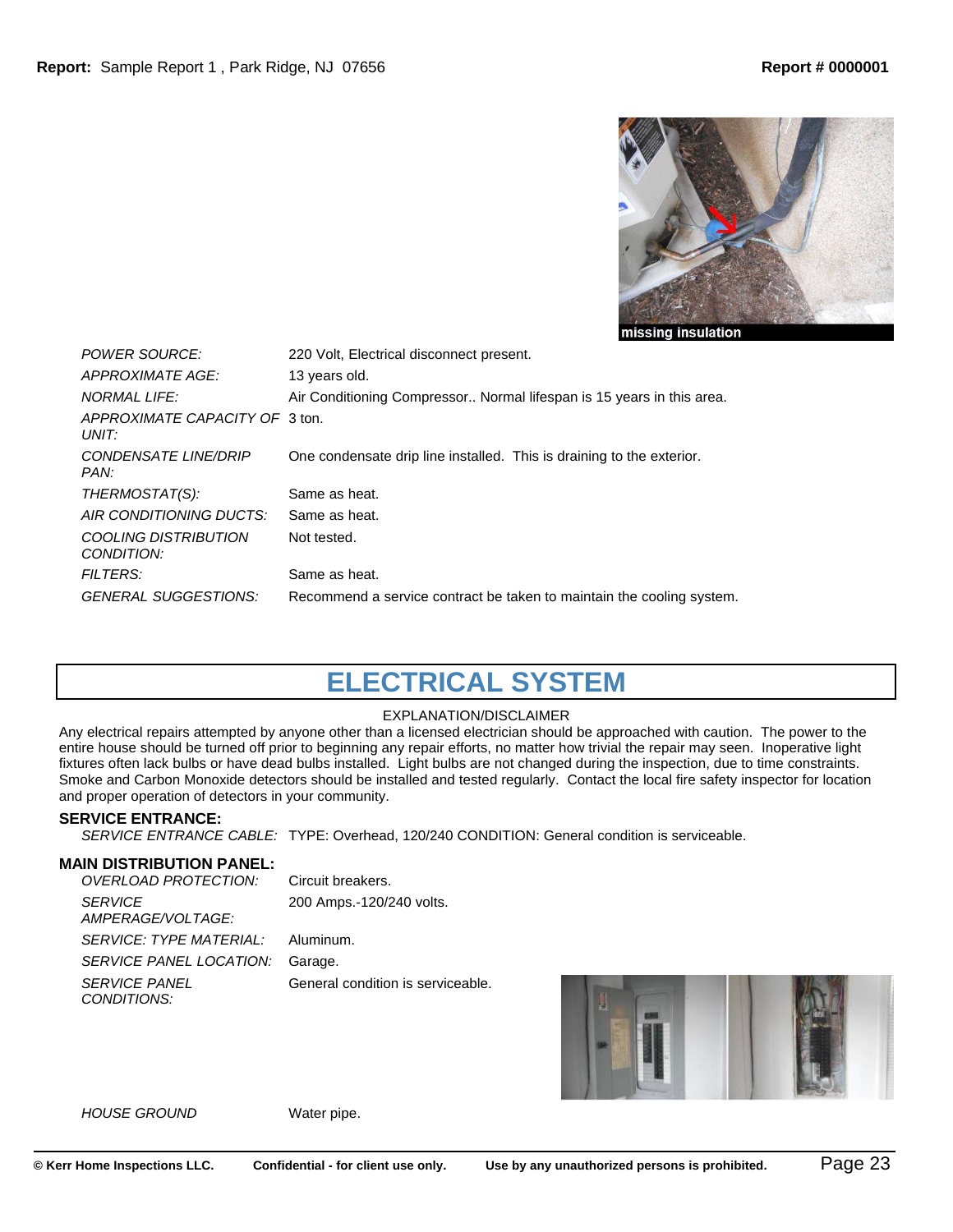missing insulation

| | |
|---|---|
| *POWER SOURCE:* | 220 Volt, Electrical disconnect present. |
| *APPROXIMATE AGE:* | 13 years old. |
| *NORMAL LIFE:* | Air Conditioning Compressor.. Normal lifespan is 15 years in this area. |
| *APPROXIMATE CAPACITY OF UNIT:* | 3 ton. |
| *CONDENSATE LINE/DRIP PAN:* | One condensate drip line installed. This is draining to the exterior. |
| *THERMOSTAT(S):* | Same as heat. |
| *AIR CONDITIONING DUCTS:* | Same as heat. |
| *COOLING DISTRIBUTION CONDITION:* | Not tested. |
| *FILTERS:* | Same as heat. |
| *GENERAL SUGGESTIONS:* | Recommend a service contract be taken to maintain the cooling system. |

# ELECTRICAL SYSTEM

EXPLANATION/DISCLAIMER

Any electrical repairs attempted by anyone other than a licensed electrician should be approached with caution. The power to the entire house should be turned off prior to beginning any repair efforts, no matter how trivial the repair may seen. Inoperative light fixtures often lack bulbs or have dead bulbs installed. Light bulbs are not changed during the inspection, due to time constraints. Smoke and Carbon Monoxide detectors should be installed and tested regularly. Contact the local fire safety inspector for location and proper operation of detectors in your community.

**SERVICE ENTRANCE:**

*SERVICE ENTRANCE CABLE:* TYPE: Overhead, 120/240 CONDITION: General condition is serviceable.

**MAIN DISTRIBUTION PANEL:**

| | |
|---|---|
| *OVERLOAD PROTECTION:* | Circuit breakers. |
| *SERVICE AMPERAGE/VOLTAGE:* | 200 Amps.-120/240 volts. |
| *SERVICE: TYPE MATERIAL:* | Aluminum. |
| *SERVICE PANEL LOCATION:* | Garage. |
| *SERVICE PANEL CONDITIONS:* | General condition is serviceable. |
| *HOUSE GROUND* | Water pipe. |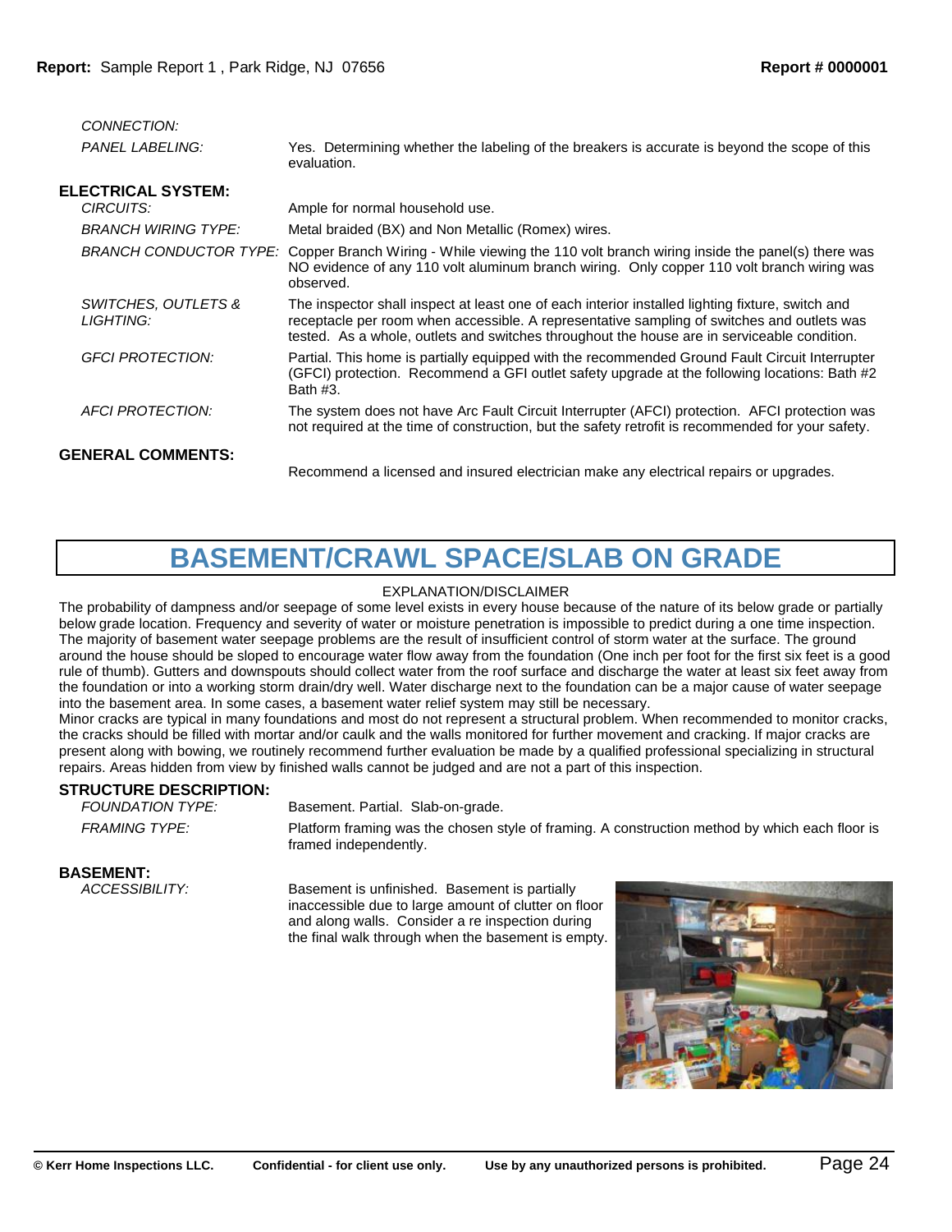*CONNECTION:*

*PANEL LABELING:* Yes. Determining whether the labeling of the breakers is accurate is beyond the scope of this evaluation.

**ELECTRICAL SYSTEM:**

*CIRCUITS:* Ample for normal household use.

*BRANCH WIRING TYPE:* Metal braided (BX) and Non Metallic (Romex) wires.

*BRANCH CONDUCTOR TYPE:* Copper Branch Wiring - While viewing the 110 volt branch wiring inside the panel(s) there was NO evidence of any 110 volt aluminum branch wiring. Only copper 110 volt branch wiring was observed.

*SWITCHES, OUTLETS & LIGHTING:* The inspector shall inspect at least one of each interior installed lighting fixture, switch and receptacle per room when accessible. A representative sampling of switches and outlets was tested. As a whole, outlets and switches throughout the house are in serviceable condition.

*GFCI PROTECTION:* Partial. This home is partially equipped with the recommended Ground Fault Circuit Interrupter (GFCI) protection. Recommend a GFI outlet safety upgrade at the following locations: Bath #2 Bath #3.

*AFCI PROTECTION:* The system does not have Arc Fault Circuit Interrupter (AFCI) protection. AFCI protection was not required at the time of construction, but the safety retrofit is recommended for your safety.

**GENERAL COMMENTS:**

Recommend a licensed and insured electrician make any electrical repairs or upgrades.

# BASEMENT/CRAWL SPACE/SLAB ON GRADE

EXPLANATION/DISCLAIMER

The probability of dampness and/or seepage of some level exists in every house because of the nature of its below grade or partially below grade location. Frequency and severity of water or moisture penetration is impossible to predict during a one time inspection. The majority of basement water seepage problems are the result of insufficient control of storm water at the surface. The ground around the house should be sloped to encourage water flow away from the foundation (One inch per foot for the first six feet is a good rule of thumb). Gutters and downspouts should collect water from the roof surface and discharge the water at least six feet away from the foundation or into a working storm drain/dry well. Water discharge next to the foundation can be a major cause of water seepage into the basement area. In some cases, a basement water relief system may still be necessary.

Minor cracks are typical in many foundations and most do not represent a structural problem. When recommended to monitor cracks, the cracks should be filled with mortar and/or caulk and the walls monitored for further movement and cracking. If major cracks are present along with bowing, we routinely recommend further evaluation be made by a qualified professional specializing in structural repairs. Areas hidden from view by finished walls cannot be judged and are not a part of this inspection.

**STRUCTURE DESCRIPTION:**

*FOUNDATION TYPE:* Basement. Partial. Slab-on-grade.

*FRAMING TYPE:* Platform framing was the chosen style of framing. A construction method by which each floor is framed independently.

**BASEMENT:**

*ACCESSIBILITY:* Basement is unfinished. Basement is partially inaccessible due to large amount of clutter on floor and along walls. Consider a re inspection during the final walk through when the basement is empty.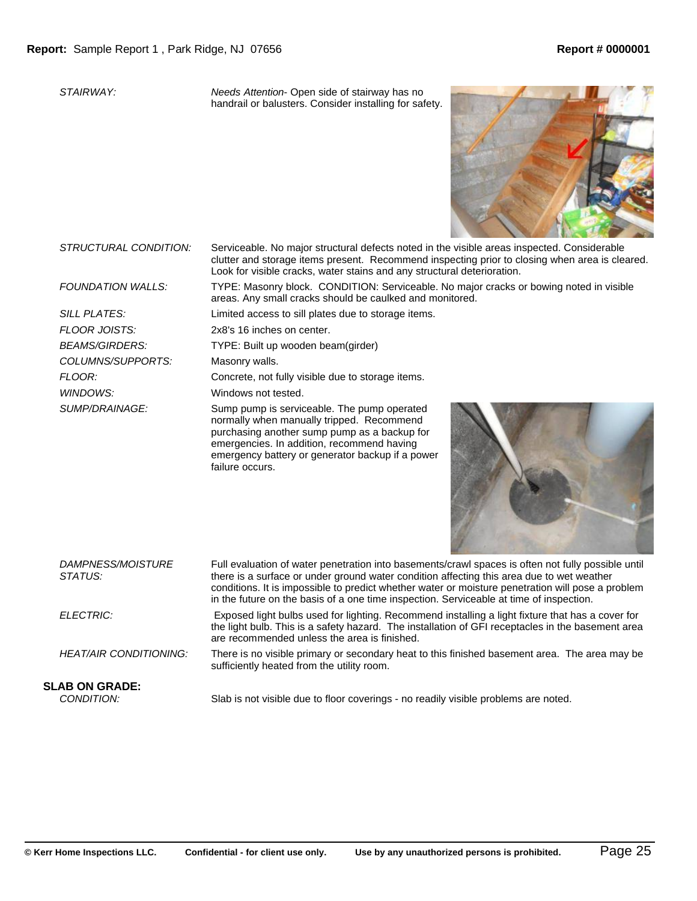*STAIRWAY:* *Needs Attention*- Open side of stairway has no handrail or balusters. Consider installing for safety.

*STRUCTURAL CONDITION:* Serviceable. No major structural defects noted in the visible areas inspected. Considerable clutter and storage items present. Recommend inspecting prior to closing when area is cleared. Look for visible cracks, water stains and any structural deterioration.

*FOUNDATION WALLS:* TYPE: Masonry block. CONDITION: Serviceable. No major cracks or bowing noted in visible areas. Any small cracks should be caulked and monitored.

*SILL PLATES:* Limited access to sill plates due to storage items.

*FLOOR JOISTS:* 2x8's 16 inches on center.

*BEAMS/GIRDERS:* TYPE: Built up wooden beam(girder)

*COLUMNS/SUPPORTS:* Masonry walls.

*FLOOR:* Concrete, not fully visible due to storage items.

*WINDOWS:* Windows not tested.

*SUMP/DRAINAGE:* Sump pump is serviceable. The pump operated normally when manually tripped. Recommend purchasing another sump pump as a backup for emergencies. In addition, recommend having emergency battery or generator backup if a power failure occurs.

*DAMPNESS/MOISTURE STATUS:* Full evaluation of water penetration into basements/crawl spaces is often not fully possible until there is a surface or under ground water condition affecting this area due to wet weather conditions. It is impossible to predict whether water or moisture penetration will pose a problem in the future on the basis of a one time inspection. Serviceable at time of inspection.

*ELECTRIC:* Exposed light bulbs used for lighting. Recommend installing a light fixture that has a cover for the light bulb. This is a safety hazard. The installation of GFI receptacles in the basement area are recommended unless the area is finished.

*HEAT/AIR CONDITIONING:* There is no visible primary or secondary heat to this finished basement area. The area may be sufficiently heated from the utility room.

## SLAB ON GRADE:

*CONDITION:* Slab is not visible due to floor coverings - no readily visible problems are noted.